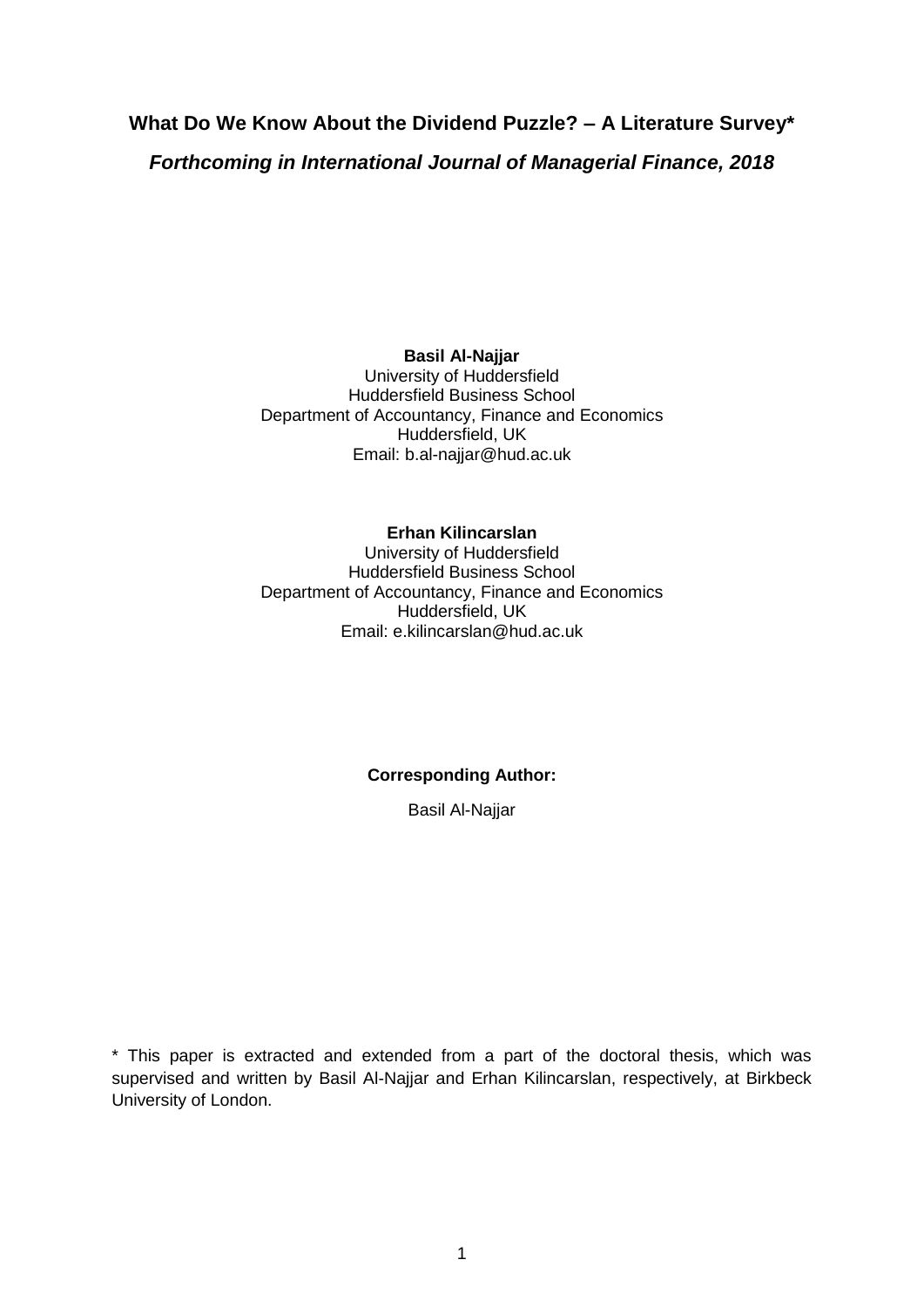# What Do We Know About the Dividend Puzzle? – A Literature Survey*

***Forthcoming in International Journal of Managerial Finance, 2018***

**Basil Al-Najjar**
University of Huddersfield
Huddersfield Business School
Department of Accountancy, Finance and Economics
Huddersfield, UK
Email: b.al-najjar@hud.ac.uk

**Erhan Kilincarslan**
University of Huddersfield
Huddersfield Business School
Department of Accountancy, Finance and Economics
Huddersfield, UK
Email: e.kilincarslan@hud.ac.uk

**Corresponding Author:**

Basil Al-Najjar

\* This paper is extracted and extended from a part of the doctoral thesis, which was supervised and written by Basil Al-Najjar and Erhan Kilincarslan, respectively, at Birkbeck University of London.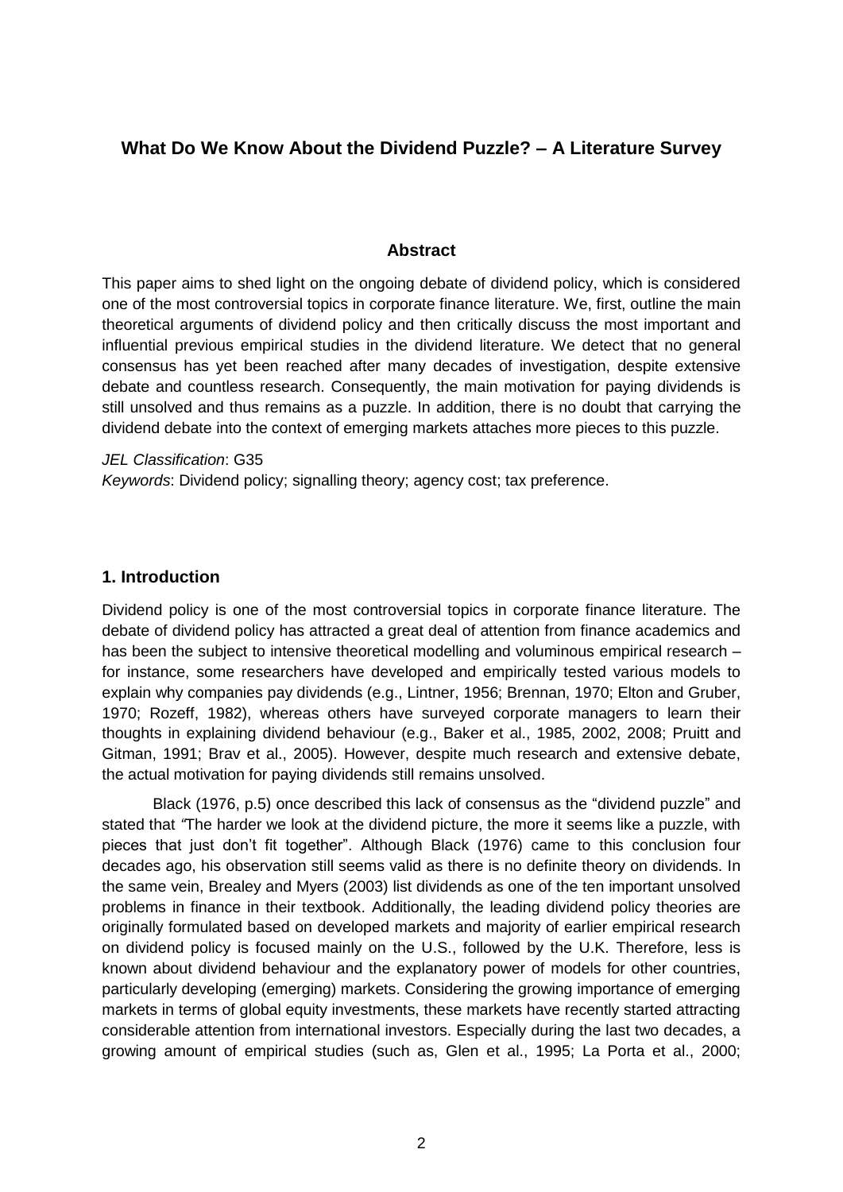## What Do We Know About the Dividend Puzzle? – A Literature Survey

### Abstract

This paper aims to shed light on the ongoing debate of dividend policy, which is considered one of the most controversial topics in corporate finance literature. We, first, outline the main theoretical arguments of dividend policy and then critically discuss the most important and influential previous empirical studies in the dividend literature. We detect that no general consensus has yet been reached after many decades of investigation, despite extensive debate and countless research. Consequently, the main motivation for paying dividends is still unsolved and thus remains as a puzzle. In addition, there is no doubt that carrying the dividend debate into the context of emerging markets attaches more pieces to this puzzle.

*JEL Classification*: G35

*Keywords*: Dividend policy; signalling theory; agency cost; tax preference.

### 1. Introduction

Dividend policy is one of the most controversial topics in corporate finance literature. The debate of dividend policy has attracted a great deal of attention from finance academics and has been the subject to intensive theoretical modelling and voluminous empirical research – for instance, some researchers have developed and empirically tested various models to explain why companies pay dividends (e.g., Lintner, 1956; Brennan, 1970; Elton and Gruber, 1970; Rozeff, 1982), whereas others have surveyed corporate managers to learn their thoughts in explaining dividend behaviour (e.g., Baker et al., 1985, 2002, 2008; Pruitt and Gitman, 1991; Brav et al., 2005). However, despite much research and extensive debate, the actual motivation for paying dividends still remains unsolved.

Black (1976, p.5) once described this lack of consensus as the "dividend puzzle" and stated that *"*The harder we look at the dividend picture, the more it seems like a puzzle, with pieces that just don't fit together". Although Black (1976) came to this conclusion four decades ago, his observation still seems valid as there is no definite theory on dividends. In the same vein, Brealey and Myers (2003) list dividends as one of the ten important unsolved problems in finance in their textbook. Additionally, the leading dividend policy theories are originally formulated based on developed markets and majority of earlier empirical research on dividend policy is focused mainly on the U.S., followed by the U.K. Therefore, less is known about dividend behaviour and the explanatory power of models for other countries, particularly developing (emerging) markets. Considering the growing importance of emerging markets in terms of global equity investments, these markets have recently started attracting considerable attention from international investors. Especially during the last two decades, a growing amount of empirical studies (such as, Glen et al., 1995; La Porta et al., 2000;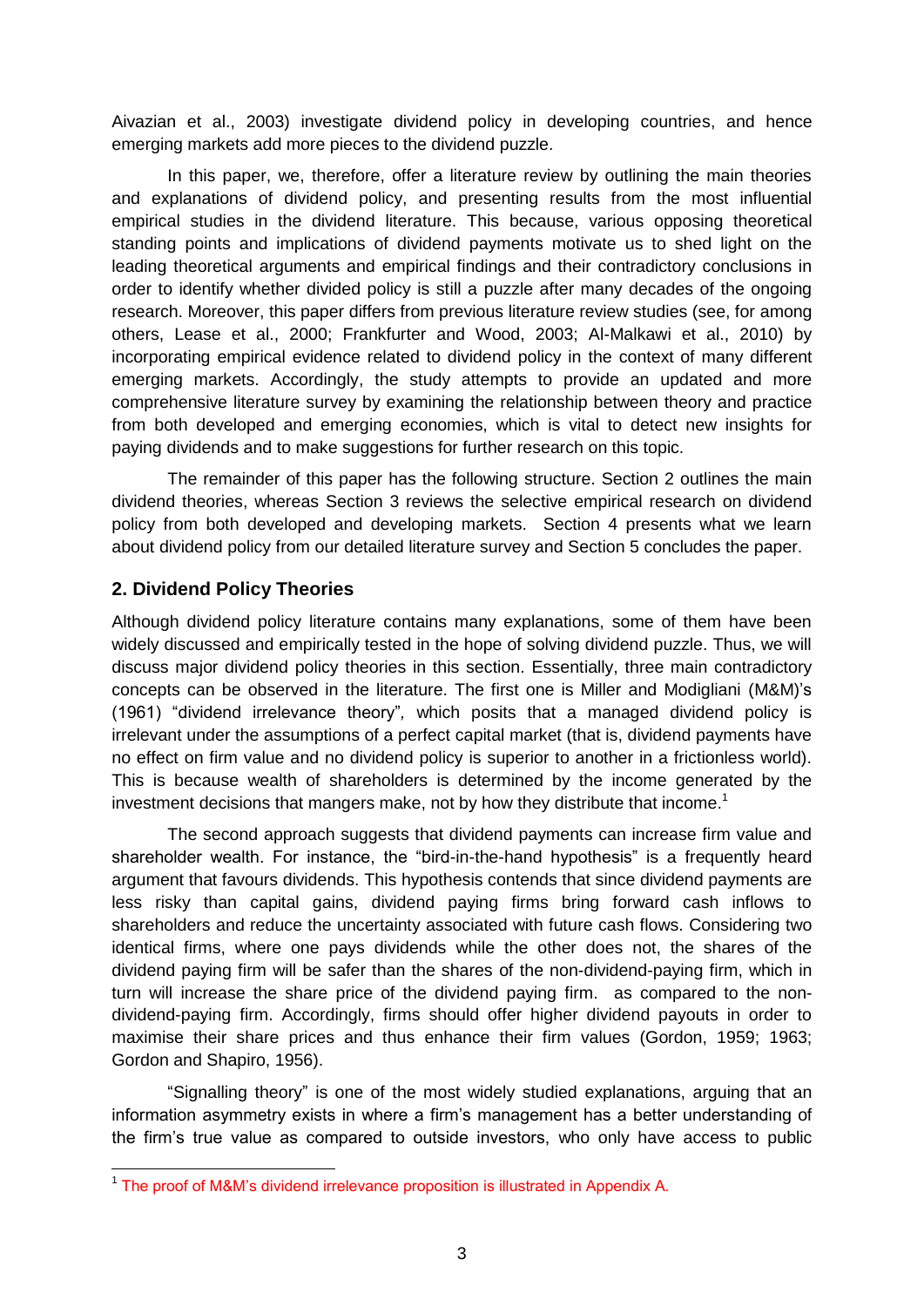Aivazian et al., 2003) investigate dividend policy in developing countries, and hence emerging markets add more pieces to the dividend puzzle.

In this paper, we, therefore, offer a literature review by outlining the main theories and explanations of dividend policy, and presenting results from the most influential empirical studies in the dividend literature. This because, various opposing theoretical standing points and implications of dividend payments motivate us to shed light on the leading theoretical arguments and empirical findings and their contradictory conclusions in order to identify whether divided policy is still a puzzle after many decades of the ongoing research. Moreover, this paper differs from previous literature review studies (see, for among others, Lease et al., 2000; Frankfurter and Wood, 2003; Al-Malkawi et al., 2010) by incorporating empirical evidence related to dividend policy in the context of many different emerging markets. Accordingly, the study attempts to provide an updated and more comprehensive literature survey by examining the relationship between theory and practice from both developed and emerging economies, which is vital to detect new insights for paying dividends and to make suggestions for further research on this topic.

The remainder of this paper has the following structure. Section 2 outlines the main dividend theories, whereas Section 3 reviews the selective empirical research on dividend policy from both developed and developing markets. Section 4 presents what we learn about dividend policy from our detailed literature survey and Section 5 concludes the paper.

## 2. Dividend Policy Theories

Although dividend policy literature contains many explanations, some of them have been widely discussed and empirically tested in the hope of solving dividend puzzle. Thus, we will discuss major dividend policy theories in this section. Essentially, three main contradictory concepts can be observed in the literature. The first one is Miller and Modigliani (M&M)'s (1961) "dividend irrelevance theory"*,* which posits that a managed dividend policy is irrelevant under the assumptions of a perfect capital market (that is, dividend payments have no effect on firm value and no dividend policy is superior to another in a frictionless world). This is because wealth of shareholders is determined by the income generated by the investment decisions that mangers make, not by how they distribute that income.[1]

The second approach suggests that dividend payments can increase firm value and shareholder wealth. For instance, the "bird-in-the-hand hypothesis" is a frequently heard argument that favours dividends. This hypothesis contends that since dividend payments are less risky than capital gains, dividend paying firms bring forward cash inflows to shareholders and reduce the uncertainty associated with future cash flows. Considering two identical firms, where one pays dividends while the other does not, the shares of the dividend paying firm will be safer than the shares of the non-dividend-paying firm, which in turn will increase the share price of the dividend paying firm. as compared to the non-dividend-paying firm. Accordingly, firms should offer higher dividend payouts in order to maximise their share prices and thus enhance their firm values (Gordon, 1959; 1963; Gordon and Shapiro, 1956).

"Signalling theory" is one of the most widely studied explanations, arguing that an information asymmetry exists in where a firm's management has a better understanding of the firm's true value as compared to outside investors, who only have access to public

[1] The proof of M&M's dividend irrelevance proposition is illustrated in Appendix A.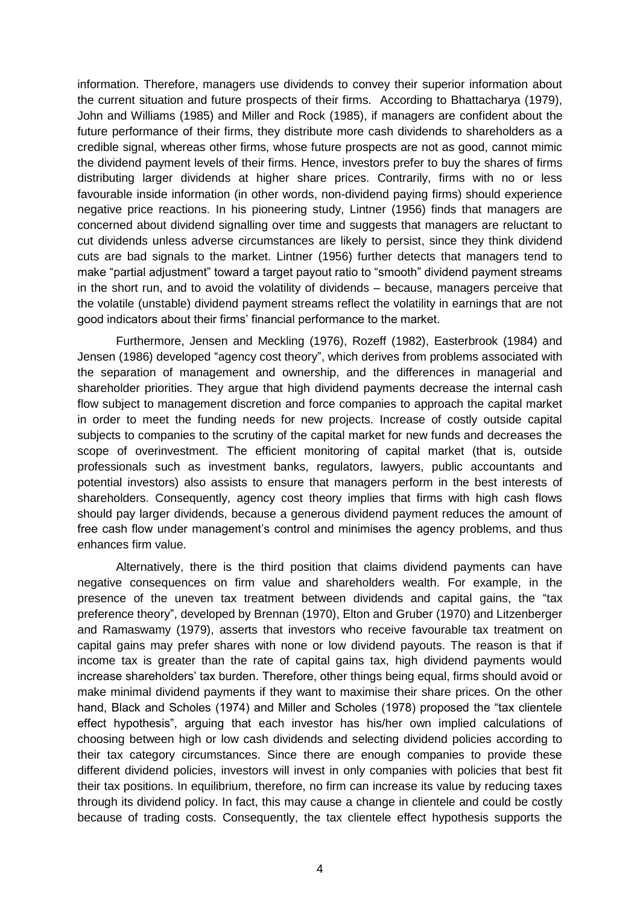information. Therefore, managers use dividends to convey their superior information about the current situation and future prospects of their firms. According to Bhattacharya (1979), John and Williams (1985) and Miller and Rock (1985), if managers are confident about the future performance of their firms, they distribute more cash dividends to shareholders as a credible signal, whereas other firms, whose future prospects are not as good, cannot mimic the dividend payment levels of their firms. Hence, investors prefer to buy the shares of firms distributing larger dividends at higher share prices. Contrarily, firms with no or less favourable inside information (in other words, non-dividend paying firms) should experience negative price reactions. In his pioneering study, Lintner (1956) finds that managers are concerned about dividend signalling over time and suggests that managers are reluctant to cut dividends unless adverse circumstances are likely to persist, since they think dividend cuts are bad signals to the market. Lintner (1956) further detects that managers tend to make "partial adjustment" toward a target payout ratio to "smooth" dividend payment streams in the short run, and to avoid the volatility of dividends – because, managers perceive that the volatile (unstable) dividend payment streams reflect the volatility in earnings that are not good indicators about their firms' financial performance to the market.

Furthermore, Jensen and Meckling (1976), Rozeff (1982), Easterbrook (1984) and Jensen (1986) developed "agency cost theory", which derives from problems associated with the separation of management and ownership, and the differences in managerial and shareholder priorities. They argue that high dividend payments decrease the internal cash flow subject to management discretion and force companies to approach the capital market in order to meet the funding needs for new projects. Increase of costly outside capital subjects to companies to the scrutiny of the capital market for new funds and decreases the scope of overinvestment. The efficient monitoring of capital market (that is, outside professionals such as investment banks, regulators, lawyers, public accountants and potential investors) also assists to ensure that managers perform in the best interests of shareholders. Consequently, agency cost theory implies that firms with high cash flows should pay larger dividends, because a generous dividend payment reduces the amount of free cash flow under management's control and minimises the agency problems, and thus enhances firm value.

Alternatively, there is the third position that claims dividend payments can have negative consequences on firm value and shareholders wealth. For example, in the presence of the uneven tax treatment between dividends and capital gains, the "tax preference theory", developed by Brennan (1970), Elton and Gruber (1970) and Litzenberger and Ramaswamy (1979), asserts that investors who receive favourable tax treatment on capital gains may prefer shares with none or low dividend payouts. The reason is that if income tax is greater than the rate of capital gains tax, high dividend payments would increase shareholders' tax burden. Therefore, other things being equal, firms should avoid or make minimal dividend payments if they want to maximise their share prices. On the other hand, Black and Scholes (1974) and Miller and Scholes (1978) proposed the "tax clientele effect hypothesis", arguing that each investor has his/her own implied calculations of choosing between high or low cash dividends and selecting dividend policies according to their tax category circumstances. Since there are enough companies to provide these different dividend policies, investors will invest in only companies with policies that best fit their tax positions. In equilibrium, therefore, no firm can increase its value by reducing taxes through its dividend policy. In fact, this may cause a change in clientele and could be costly because of trading costs. Consequently, the tax clientele effect hypothesis supports the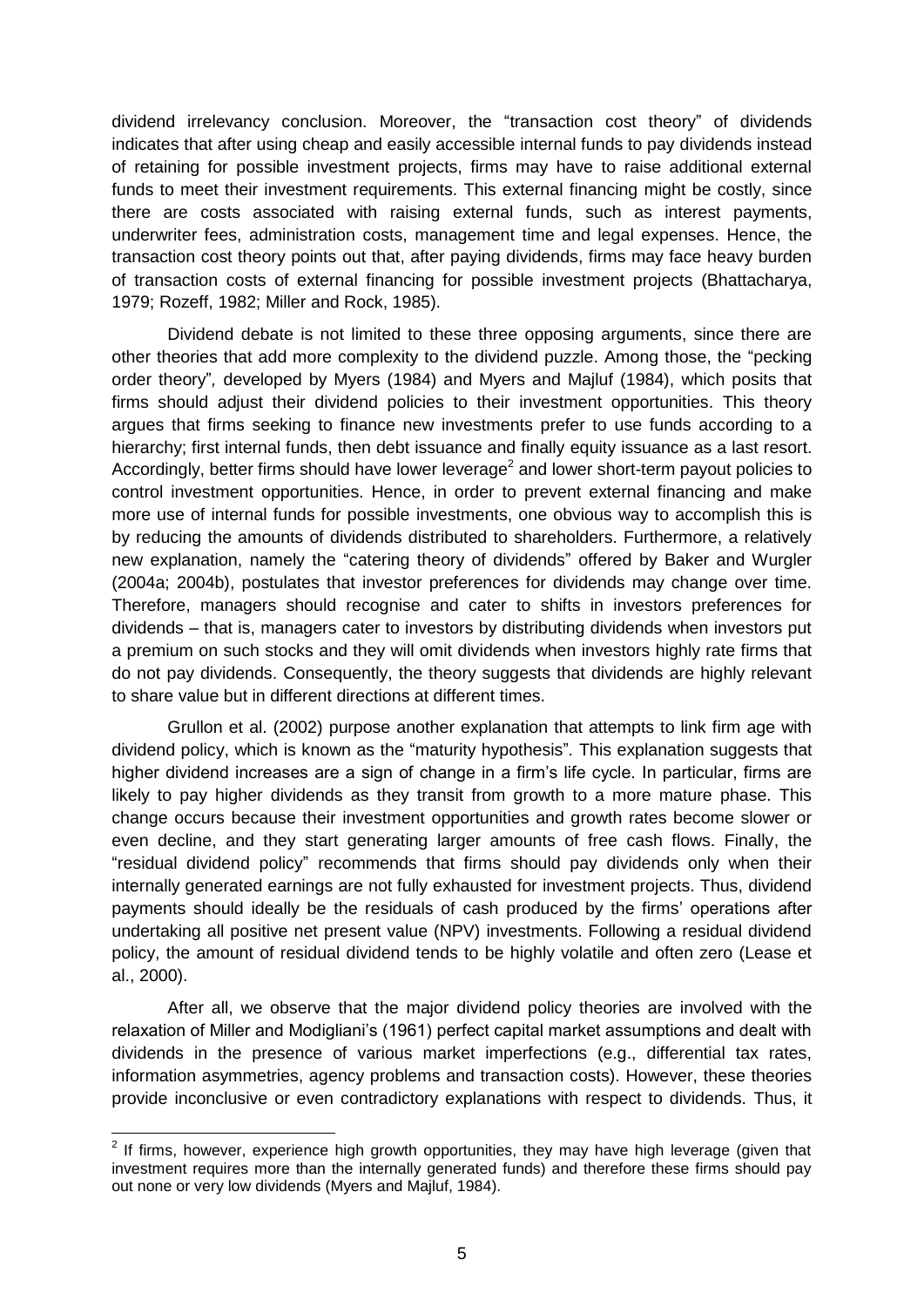dividend irrelevancy conclusion. Moreover, the "transaction cost theory" of dividends indicates that after using cheap and easily accessible internal funds to pay dividends instead of retaining for possible investment projects, firms may have to raise additional external funds to meet their investment requirements. This external financing might be costly, since there are costs associated with raising external funds, such as interest payments, underwriter fees, administration costs, management time and legal expenses. Hence, the transaction cost theory points out that, after paying dividends, firms may face heavy burden of transaction costs of external financing for possible investment projects (Bhattacharya, 1979; Rozeff, 1982; Miller and Rock, 1985).

Dividend debate is not limited to these three opposing arguments, since there are other theories that add more complexity to the dividend puzzle. Among those, the "pecking order theory", developed by Myers (1984) and Myers and Majluf (1984), which posits that firms should adjust their dividend policies to their investment opportunities. This theory argues that firms seeking to finance new investments prefer to use funds according to a hierarchy; first internal funds, then debt issuance and finally equity issuance as a last resort. Accordingly, better firms should have lower leverage[2] and lower short-term payout policies to control investment opportunities. Hence, in order to prevent external financing and make more use of internal funds for possible investments, one obvious way to accomplish this is by reducing the amounts of dividends distributed to shareholders. Furthermore, a relatively new explanation, namely the "catering theory of dividends" offered by Baker and Wurgler (2004a; 2004b), postulates that investor preferences for dividends may change over time. Therefore, managers should recognise and cater to shifts in investors preferences for dividends – that is, managers cater to investors by distributing dividends when investors put a premium on such stocks and they will omit dividends when investors highly rate firms that do not pay dividends. Consequently, the theory suggests that dividends are highly relevant to share value but in different directions at different times.

Grullon et al. (2002) purpose another explanation that attempts to link firm age with dividend policy, which is known as the "maturity hypothesis". This explanation suggests that higher dividend increases are a sign of change in a firm's life cycle. In particular, firms are likely to pay higher dividends as they transit from growth to a more mature phase. This change occurs because their investment opportunities and growth rates become slower or even decline, and they start generating larger amounts of free cash flows. Finally, the "residual dividend policy" recommends that firms should pay dividends only when their internally generated earnings are not fully exhausted for investment projects. Thus, dividend payments should ideally be the residuals of cash produced by the firms' operations after undertaking all positive net present value (NPV) investments. Following a residual dividend policy, the amount of residual dividend tends to be highly volatile and often zero (Lease et al., 2000).

After all, we observe that the major dividend policy theories are involved with the relaxation of Miller and Modigliani's (1961) perfect capital market assumptions and dealt with dividends in the presence of various market imperfections (e.g., differential tax rates, information asymmetries, agency problems and transaction costs). However, these theories provide inconclusive or even contradictory explanations with respect to dividends. Thus, it

[2] If firms, however, experience high growth opportunities, they may have high leverage (given that investment requires more than the internally generated funds) and therefore these firms should pay out none or very low dividends (Myers and Majluf, 1984).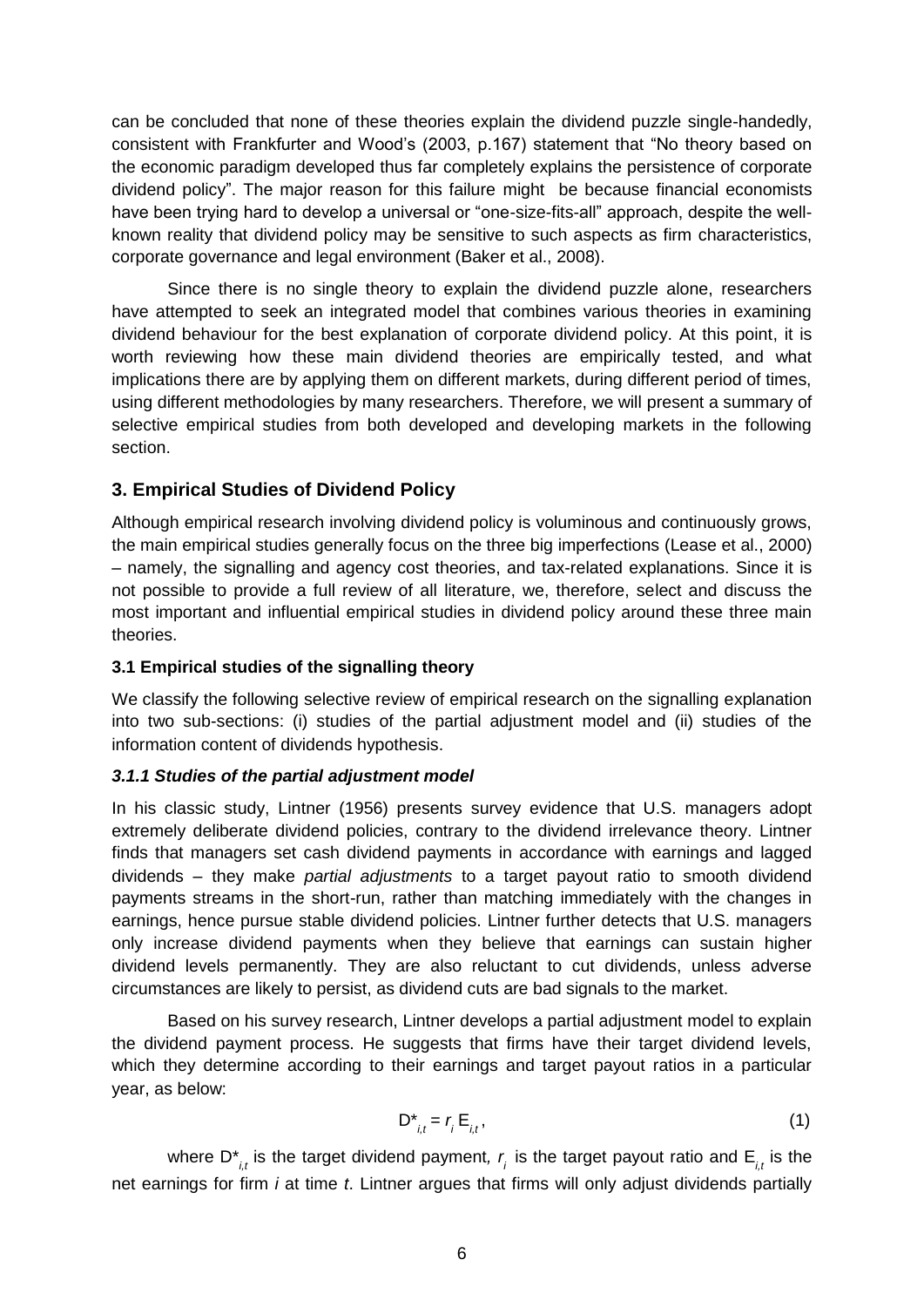can be concluded that none of these theories explain the dividend puzzle single-handedly, consistent with Frankfurter and Wood's (2003, p.167) statement that "No theory based on the economic paradigm developed thus far completely explains the persistence of corporate dividend policy". The major reason for this failure might be because financial economists have been trying hard to develop a universal or "one-size-fits-all" approach, despite the well-known reality that dividend policy may be sensitive to such aspects as firm characteristics, corporate governance and legal environment (Baker et al., 2008).

Since there is no single theory to explain the dividend puzzle alone, researchers have attempted to seek an integrated model that combines various theories in examining dividend behaviour for the best explanation of corporate dividend policy. At this point, it is worth reviewing how these main dividend theories are empirically tested, and what implications there are by applying them on different markets, during different period of times, using different methodologies by many researchers. Therefore, we will present a summary of selective empirical studies from both developed and developing markets in the following section.

## 3. Empirical Studies of Dividend Policy

Although empirical research involving dividend policy is voluminous and continuously grows, the main empirical studies generally focus on the three big imperfections (Lease et al., 2000) – namely, the signalling and agency cost theories, and tax-related explanations. Since it is not possible to provide a full review of all literature, we, therefore, select and discuss the most important and influential empirical studies in dividend policy around these three main theories.

### 3.1 Empirical studies of the signalling theory

We classify the following selective review of empirical research on the signalling explanation into two sub-sections: (i) studies of the partial adjustment model and (ii) studies of the information content of dividends hypothesis.

#### *3.1.1 Studies of the partial adjustment model*

In his classic study, Lintner (1956) presents survey evidence that U.S. managers adopt extremely deliberate dividend policies, contrary to the dividend irrelevance theory. Lintner finds that managers set cash dividend payments in accordance with earnings and lagged dividends – they make *partial adjustments* to a target payout ratio to smooth dividend payments streams in the short-run, rather than matching immediately with the changes in earnings, hence pursue stable dividend policies. Lintner further detects that U.S. managers only increase dividend payments when they believe that earnings can sustain higher dividend levels permanently. They are also reluctant to cut dividends, unless adverse circumstances are likely to persist, as dividend cuts are bad signals to the market.

Based on his survey research, Lintner develops a partial adjustment model to explain the dividend payment process. He suggests that firms have their target dividend levels, which they determine according to their earnings and target payout ratios in a particular year, as below:

$$D^*_{i,t} = r_i \, E_{i,t}, \tag{1}$$

where $D^*_{i,t}$ is the target dividend payment, $r_i$ is the target payout ratio and $E_{i,t}$ is the net earnings for firm *i* at time *t*. Lintner argues that firms will only adjust dividends partially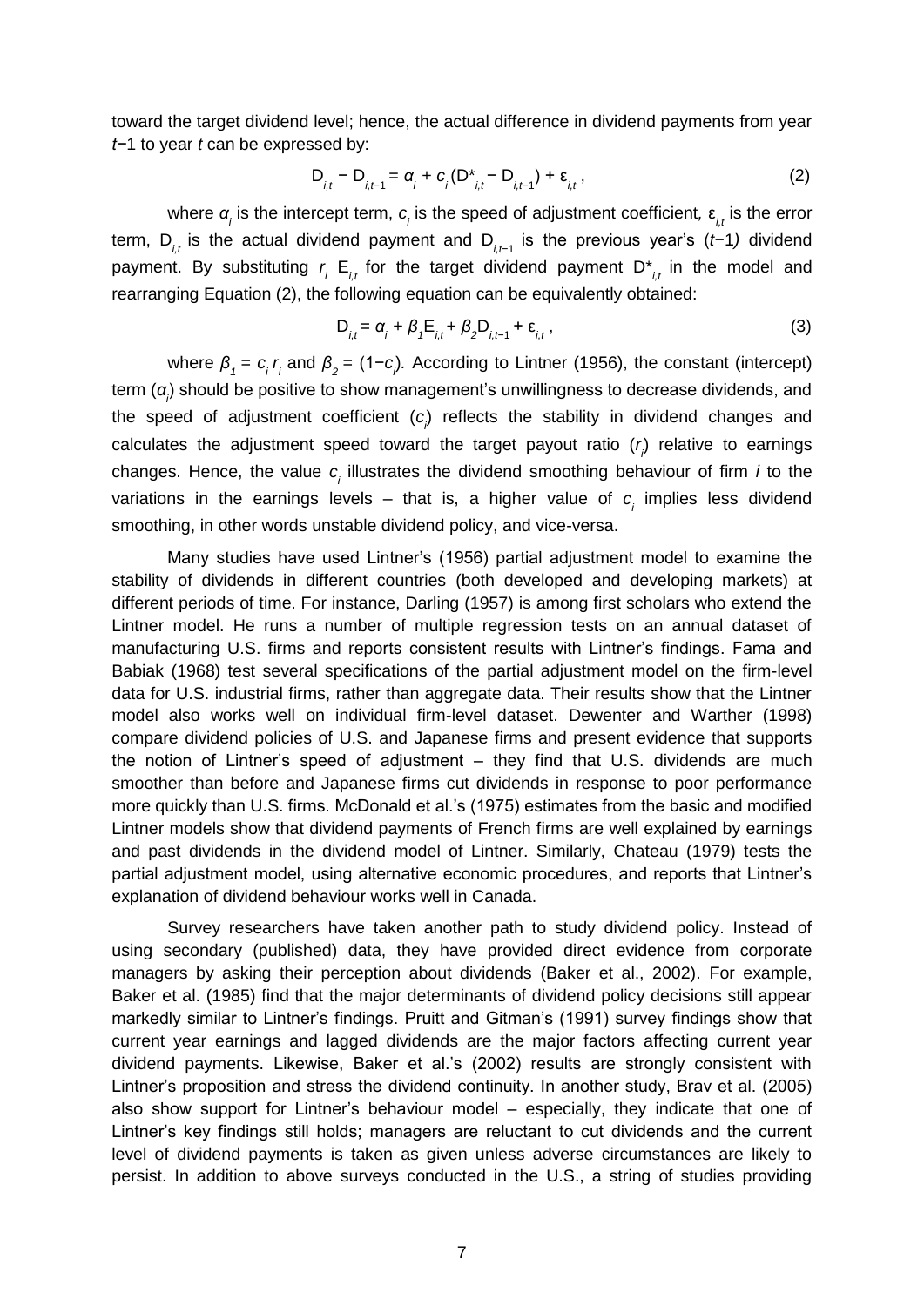toward the target dividend level; hence, the actual difference in dividend payments from year $t-1$ to year $t$ can be expressed by:

$$D_{i,t} - D_{i,t-1} = \alpha_i + c_i(D^*_{i,t} - D_{i,t-1}) + \varepsilon_{i,t}\,, \tag{2}$$

where $\alpha_i$ is the intercept term, $c_i$ is the speed of adjustment coefficient, $\varepsilon_{i,t}$ is the error term, $D_{i,t}$ is the actual dividend payment and $D_{i,t-1}$ is the previous year's ($t-1$) dividend payment. By substituting $r_i\ E_{i,t}$ for the target dividend payment $D^*_{i,t}$ in the model and rearranging Equation (2), the following equation can be equivalently obtained:

$$D_{i,t} = \alpha_i + \beta_1 E_{i,t} + \beta_2 D_{i,t-1} + \varepsilon_{i,t}\,, \tag{3}$$

where $\beta_1 = c_i\, r_i$ and $\beta_2 = (1-c_i)$. According to Lintner (1956), the constant (intercept) term ($\alpha_i$) should be positive to show management's unwillingness to decrease dividends, and the speed of adjustment coefficient ($c_i$) reflects the stability in dividend changes and calculates the adjustment speed toward the target payout ratio ($r_i$) relative to earnings changes. Hence, the value $c_i$ illustrates the dividend smoothing behaviour of firm $i$ to the variations in the earnings levels – that is, a higher value of $c_i$ implies less dividend smoothing, in other words unstable dividend policy, and vice-versa.

Many studies have used Lintner's (1956) partial adjustment model to examine the stability of dividends in different countries (both developed and developing markets) at different periods of time. For instance, Darling (1957) is among first scholars who extend the Lintner model. He runs a number of multiple regression tests on an annual dataset of manufacturing U.S. firms and reports consistent results with Lintner's findings. Fama and Babiak (1968) test several specifications of the partial adjustment model on the firm-level data for U.S. industrial firms, rather than aggregate data. Their results show that the Lintner model also works well on individual firm-level dataset. Dewenter and Warther (1998) compare dividend policies of U.S. and Japanese firms and present evidence that supports the notion of Lintner's speed of adjustment – they find that U.S. dividends are much smoother than before and Japanese firms cut dividends in response to poor performance more quickly than U.S. firms. McDonald et al.'s (1975) estimates from the basic and modified Lintner models show that dividend payments of French firms are well explained by earnings and past dividends in the dividend model of Lintner. Similarly, Chateau (1979) tests the partial adjustment model, using alternative economic procedures, and reports that Lintner's explanation of dividend behaviour works well in Canada.

Survey researchers have taken another path to study dividend policy. Instead of using secondary (published) data, they have provided direct evidence from corporate managers by asking their perception about dividends (Baker et al., 2002). For example, Baker et al. (1985) find that the major determinants of dividend policy decisions still appear markedly similar to Lintner's findings. Pruitt and Gitman's (1991) survey findings show that current year earnings and lagged dividends are the major factors affecting current year dividend payments. Likewise, Baker et al.'s (2002) results are strongly consistent with Lintner's proposition and stress the dividend continuity. In another study, Brav et al. (2005) also show support for Lintner's behaviour model – especially, they indicate that one of Lintner's key findings still holds; managers are reluctant to cut dividends and the current level of dividend payments is taken as given unless adverse circumstances are likely to persist. In addition to above surveys conducted in the U.S., a string of studies providing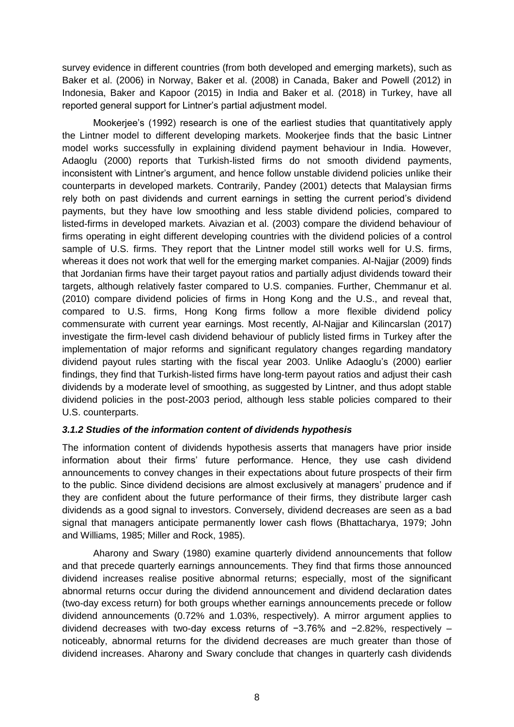survey evidence in different countries (from both developed and emerging markets), such as Baker et al. (2006) in Norway, Baker et al. (2008) in Canada, Baker and Powell (2012) in Indonesia, Baker and Kapoor (2015) in India and Baker et al. (2018) in Turkey, have all reported general support for Lintner's partial adjustment model.

Mookerjee's (1992) research is one of the earliest studies that quantitatively apply the Lintner model to different developing markets. Mookerjee finds that the basic Lintner model works successfully in explaining dividend payment behaviour in India. However, Adaoglu (2000) reports that Turkish-listed firms do not smooth dividend payments, inconsistent with Lintner's argument, and hence follow unstable dividend policies unlike their counterparts in developed markets. Contrarily, Pandey (2001) detects that Malaysian firms rely both on past dividends and current earnings in setting the current period's dividend payments, but they have low smoothing and less stable dividend policies, compared to listed-firms in developed markets. Aivazian et al. (2003) compare the dividend behaviour of firms operating in eight different developing countries with the dividend policies of a control sample of U.S. firms. They report that the Lintner model still works well for U.S. firms, whereas it does not work that well for the emerging market companies. Al-Najjar (2009) finds that Jordanian firms have their target payout ratios and partially adjust dividends toward their targets, although relatively faster compared to U.S. companies. Further, Chemmanur et al. (2010) compare dividend policies of firms in Hong Kong and the U.S., and reveal that, compared to U.S. firms, Hong Kong firms follow a more flexible dividend policy commensurate with current year earnings. Most recently, Al-Najjar and Kilincarslan (2017) investigate the firm-level cash dividend behaviour of publicly listed firms in Turkey after the implementation of major reforms and significant regulatory changes regarding mandatory dividend payout rules starting with the fiscal year 2003. Unlike Adaoglu's (2000) earlier findings, they find that Turkish-listed firms have long-term payout ratios and adjust their cash dividends by a moderate level of smoothing, as suggested by Lintner, and thus adopt stable dividend policies in the post-2003 period, although less stable policies compared to their U.S. counterparts.

### *3.1.2 Studies of the information content of dividends hypothesis*

The information content of dividends hypothesis asserts that managers have prior inside information about their firms' future performance. Hence, they use cash dividend announcements to convey changes in their expectations about future prospects of their firm to the public. Since dividend decisions are almost exclusively at managers' prudence and if they are confident about the future performance of their firms, they distribute larger cash dividends as a good signal to investors. Conversely, dividend decreases are seen as a bad signal that managers anticipate permanently lower cash flows (Bhattacharya, 1979; John and Williams, 1985; Miller and Rock, 1985).

Aharony and Swary (1980) examine quarterly dividend announcements that follow and that precede quarterly earnings announcements. They find that firms those announced dividend increases realise positive abnormal returns; especially, most of the significant abnormal returns occur during the dividend announcement and dividend declaration dates (two-day excess return) for both groups whether earnings announcements precede or follow dividend announcements (0.72% and 1.03%, respectively). A mirror argument applies to dividend decreases with two-day excess returns of −3.76% and −2.82%, respectively – noticeably, abnormal returns for the dividend decreases are much greater than those of dividend increases. Aharony and Swary conclude that changes in quarterly cash dividends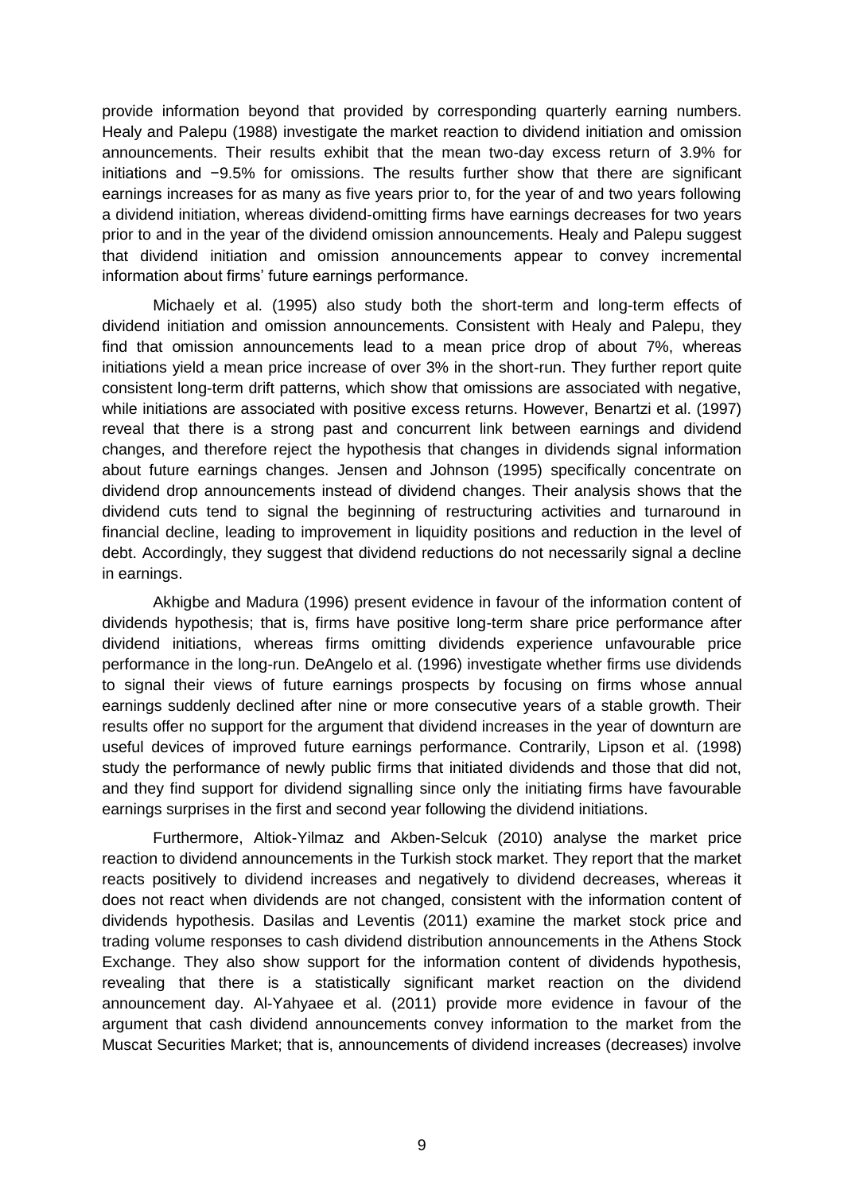provide information beyond that provided by corresponding quarterly earning numbers. Healy and Palepu (1988) investigate the market reaction to dividend initiation and omission announcements. Their results exhibit that the mean two-day excess return of 3.9% for initiations and −9.5% for omissions. The results further show that there are significant earnings increases for as many as five years prior to, for the year of and two years following a dividend initiation, whereas dividend-omitting firms have earnings decreases for two years prior to and in the year of the dividend omission announcements. Healy and Palepu suggest that dividend initiation and omission announcements appear to convey incremental information about firms' future earnings performance.

Michaely et al. (1995) also study both the short-term and long-term effects of dividend initiation and omission announcements. Consistent with Healy and Palepu, they find that omission announcements lead to a mean price drop of about 7%, whereas initiations yield a mean price increase of over 3% in the short-run. They further report quite consistent long-term drift patterns, which show that omissions are associated with negative, while initiations are associated with positive excess returns. However, Benartzi et al. (1997) reveal that there is a strong past and concurrent link between earnings and dividend changes, and therefore reject the hypothesis that changes in dividends signal information about future earnings changes. Jensen and Johnson (1995) specifically concentrate on dividend drop announcements instead of dividend changes. Their analysis shows that the dividend cuts tend to signal the beginning of restructuring activities and turnaround in financial decline, leading to improvement in liquidity positions and reduction in the level of debt. Accordingly, they suggest that dividend reductions do not necessarily signal a decline in earnings.

Akhigbe and Madura (1996) present evidence in favour of the information content of dividends hypothesis; that is, firms have positive long-term share price performance after dividend initiations, whereas firms omitting dividends experience unfavourable price performance in the long-run. DeAngelo et al. (1996) investigate whether firms use dividends to signal their views of future earnings prospects by focusing on firms whose annual earnings suddenly declined after nine or more consecutive years of a stable growth. Their results offer no support for the argument that dividend increases in the year of downturn are useful devices of improved future earnings performance. Contrarily, Lipson et al. (1998) study the performance of newly public firms that initiated dividends and those that did not, and they find support for dividend signalling since only the initiating firms have favourable earnings surprises in the first and second year following the dividend initiations.

Furthermore, Altiok-Yilmaz and Akben-Selcuk (2010) analyse the market price reaction to dividend announcements in the Turkish stock market. They report that the market reacts positively to dividend increases and negatively to dividend decreases, whereas it does not react when dividends are not changed, consistent with the information content of dividends hypothesis. Dasilas and Leventis (2011) examine the market stock price and trading volume responses to cash dividend distribution announcements in the Athens Stock Exchange. They also show support for the information content of dividends hypothesis, revealing that there is a statistically significant market reaction on the dividend announcement day. Al-Yahyaee et al. (2011) provide more evidence in favour of the argument that cash dividend announcements convey information to the market from the Muscat Securities Market; that is, announcements of dividend increases (decreases) involve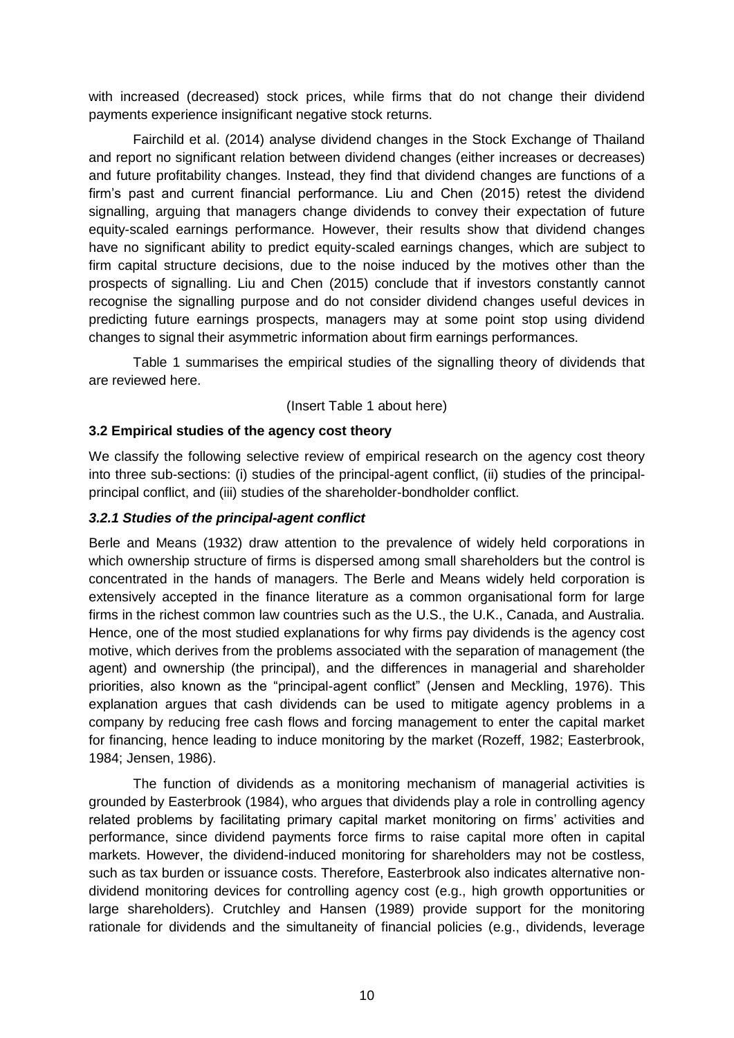with increased (decreased) stock prices, while firms that do not change their dividend payments experience insignificant negative stock returns.

Fairchild et al. (2014) analyse dividend changes in the Stock Exchange of Thailand and report no significant relation between dividend changes (either increases or decreases) and future profitability changes. Instead, they find that dividend changes are functions of a firm's past and current financial performance. Liu and Chen (2015) retest the dividend signalling, arguing that managers change dividends to convey their expectation of future equity-scaled earnings performance. However, their results show that dividend changes have no significant ability to predict equity-scaled earnings changes, which are subject to firm capital structure decisions, due to the noise induced by the motives other than the prospects of signalling. Liu and Chen (2015) conclude that if investors constantly cannot recognise the signalling purpose and do not consider dividend changes useful devices in predicting future earnings prospects, managers may at some point stop using dividend changes to signal their asymmetric information about firm earnings performances.

Table 1 summarises the empirical studies of the signalling theory of dividends that are reviewed here.

(Insert Table 1 about here)

### 3.2 Empirical studies of the agency cost theory

We classify the following selective review of empirical research on the agency cost theory into three sub-sections: (i) studies of the principal-agent conflict, (ii) studies of the principal-principal conflict, and (iii) studies of the shareholder-bondholder conflict.

#### *3.2.1 Studies of the principal-agent conflict*

Berle and Means (1932) draw attention to the prevalence of widely held corporations in which ownership structure of firms is dispersed among small shareholders but the control is concentrated in the hands of managers. The Berle and Means widely held corporation is extensively accepted in the finance literature as a common organisational form for large firms in the richest common law countries such as the U.S., the U.K., Canada, and Australia. Hence, one of the most studied explanations for why firms pay dividends is the agency cost motive, which derives from the problems associated with the separation of management (the agent) and ownership (the principal), and the differences in managerial and shareholder priorities, also known as the "principal-agent conflict" (Jensen and Meckling, 1976). This explanation argues that cash dividends can be used to mitigate agency problems in a company by reducing free cash flows and forcing management to enter the capital market for financing, hence leading to induce monitoring by the market (Rozeff, 1982; Easterbrook, 1984; Jensen, 1986).

The function of dividends as a monitoring mechanism of managerial activities is grounded by Easterbrook (1984), who argues that dividends play a role in controlling agency related problems by facilitating primary capital market monitoring on firms' activities and performance, since dividend payments force firms to raise capital more often in capital markets. However, the dividend-induced monitoring for shareholders may not be costless, such as tax burden or issuance costs. Therefore, Easterbrook also indicates alternative non-dividend monitoring devices for controlling agency cost (e.g., high growth opportunities or large shareholders). Crutchley and Hansen (1989) provide support for the monitoring rationale for dividends and the simultaneity of financial policies (e.g., dividends, leverage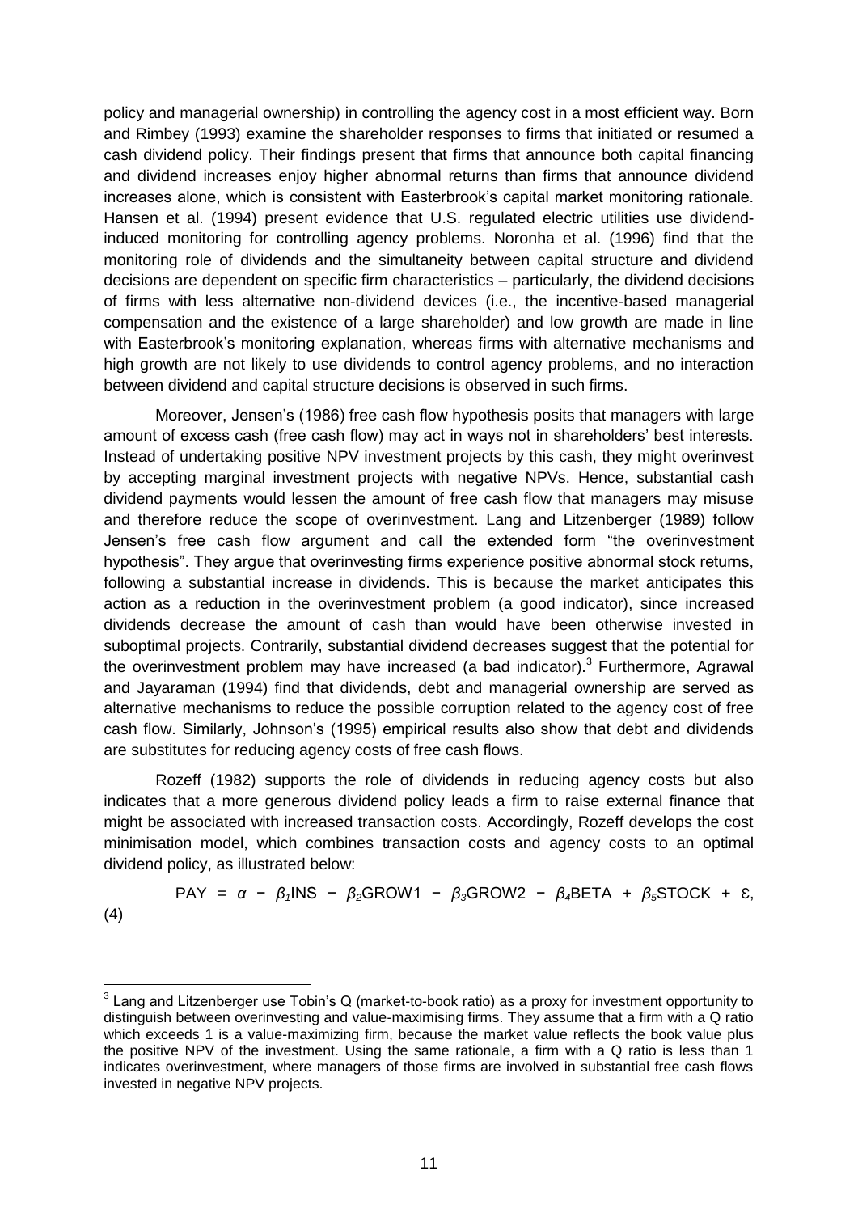policy and managerial ownership) in controlling the agency cost in a most efficient way. Born and Rimbey (1993) examine the shareholder responses to firms that initiated or resumed a cash dividend policy. Their findings present that firms that announce both capital financing and dividend increases enjoy higher abnormal returns than firms that announce dividend increases alone, which is consistent with Easterbrook's capital market monitoring rationale. Hansen et al. (1994) present evidence that U.S. regulated electric utilities use dividend-induced monitoring for controlling agency problems. Noronha et al. (1996) find that the monitoring role of dividends and the simultaneity between capital structure and dividend decisions are dependent on specific firm characteristics – particularly, the dividend decisions of firms with less alternative non-dividend devices (i.e., the incentive-based managerial compensation and the existence of a large shareholder) and low growth are made in line with Easterbrook's monitoring explanation, whereas firms with alternative mechanisms and high growth are not likely to use dividends to control agency problems, and no interaction between dividend and capital structure decisions is observed in such firms.

Moreover, Jensen's (1986) free cash flow hypothesis posits that managers with large amount of excess cash (free cash flow) may act in ways not in shareholders' best interests. Instead of undertaking positive NPV investment projects by this cash, they might overinvest by accepting marginal investment projects with negative NPVs. Hence, substantial cash dividend payments would lessen the amount of free cash flow that managers may misuse and therefore reduce the scope of overinvestment. Lang and Litzenberger (1989) follow Jensen's free cash flow argument and call the extended form "the overinvestment hypothesis". They argue that overinvesting firms experience positive abnormal stock returns, following a substantial increase in dividends. This is because the market anticipates this action as a reduction in the overinvestment problem (a good indicator), since increased dividends decrease the amount of cash than would have been otherwise invested in suboptimal projects. Contrarily, substantial dividend decreases suggest that the potential for the overinvestment problem may have increased (a bad indicator).[3] Furthermore, Agrawal and Jayaraman (1994) find that dividends, debt and managerial ownership are served as alternative mechanisms to reduce the possible corruption related to the agency cost of free cash flow. Similarly, Johnson's (1995) empirical results also show that debt and dividends are substitutes for reducing agency costs of free cash flows.

Rozeff (1982) supports the role of dividends in reducing agency costs but also indicates that a more generous dividend policy leads a firm to raise external finance that might be associated with increased transaction costs. Accordingly, Rozeff develops the cost minimisation model, which combines transaction costs and agency costs to an optimal dividend policy, as illustrated below:

$$\text{PAY} = \alpha - \beta_1\text{INS} - \beta_2\text{GROW1} - \beta_3\text{GROW2} - \beta_4\text{BETA} + \beta_5\text{STOCK} + \varepsilon, \quad (4)$$

[3] Lang and Litzenberger use Tobin's Q (market-to-book ratio) as a proxy for investment opportunity to distinguish between overinvesting and value-maximising firms. They assume that a firm with a Q ratio which exceeds 1 is a value-maximizing firm, because the market value reflects the book value plus the positive NPV of the investment. Using the same rationale, a firm with a Q ratio is less than 1 indicates overinvestment, where managers of those firms are involved in substantial free cash flows invested in negative NPV projects.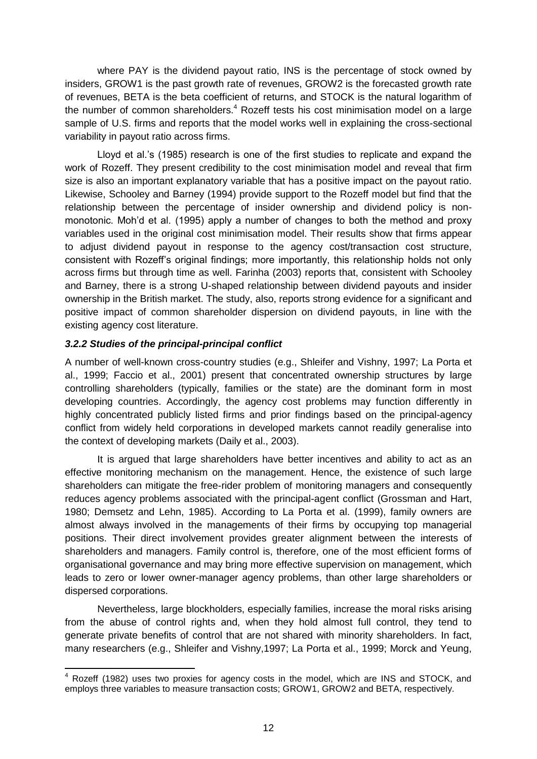where PAY is the dividend payout ratio, INS is the percentage of stock owned by insiders, GROW1 is the past growth rate of revenues, GROW2 is the forecasted growth rate of revenues, BETA is the beta coefficient of returns, and STOCK is the natural logarithm of the number of common shareholders.[4] Rozeff tests his cost minimisation model on a large sample of U.S. firms and reports that the model works well in explaining the cross-sectional variability in payout ratio across firms.

Lloyd et al.'s (1985) research is one of the first studies to replicate and expand the work of Rozeff. They present credibility to the cost minimisation model and reveal that firm size is also an important explanatory variable that has a positive impact on the payout ratio. Likewise, Schooley and Barney (1994) provide support to the Rozeff model but find that the relationship between the percentage of insider ownership and dividend policy is non-monotonic. Moh'd et al. (1995) apply a number of changes to both the method and proxy variables used in the original cost minimisation model. Their results show that firms appear to adjust dividend payout in response to the agency cost/transaction cost structure, consistent with Rozeff's original findings; more importantly, this relationship holds not only across firms but through time as well. Farinha (2003) reports that, consistent with Schooley and Barney, there is a strong U-shaped relationship between dividend payouts and insider ownership in the British market. The study, also, reports strong evidence for a significant and positive impact of common shareholder dispersion on dividend payouts, in line with the existing agency cost literature.

### *3.2.2 Studies of the principal-principal conflict*

A number of well-known cross-country studies (e.g., Shleifer and Vishny, 1997; La Porta et al., 1999; Faccio et al., 2001) present that concentrated ownership structures by large controlling shareholders (typically, families or the state) are the dominant form in most developing countries. Accordingly, the agency cost problems may function differently in highly concentrated publicly listed firms and prior findings based on the principal-agency conflict from widely held corporations in developed markets cannot readily generalise into the context of developing markets (Daily et al., 2003).

It is argued that large shareholders have better incentives and ability to act as an effective monitoring mechanism on the management. Hence, the existence of such large shareholders can mitigate the free-rider problem of monitoring managers and consequently reduces agency problems associated with the principal-agent conflict (Grossman and Hart, 1980; Demsetz and Lehn, 1985). According to La Porta et al. (1999), family owners are almost always involved in the managements of their firms by occupying top managerial positions. Their direct involvement provides greater alignment between the interests of shareholders and managers. Family control is, therefore, one of the most efficient forms of organisational governance and may bring more effective supervision on management, which leads to zero or lower owner-manager agency problems, than other large shareholders or dispersed corporations.

Nevertheless, large blockholders, especially families, increase the moral risks arising from the abuse of control rights and, when they hold almost full control, they tend to generate private benefits of control that are not shared with minority shareholders. In fact, many researchers (e.g., Shleifer and Vishny,1997; La Porta et al., 1999; Morck and Yeung,

---

[4] Rozeff (1982) uses two proxies for agency costs in the model, which are INS and STOCK, and employs three variables to measure transaction costs; GROW1, GROW2 and BETA, respectively.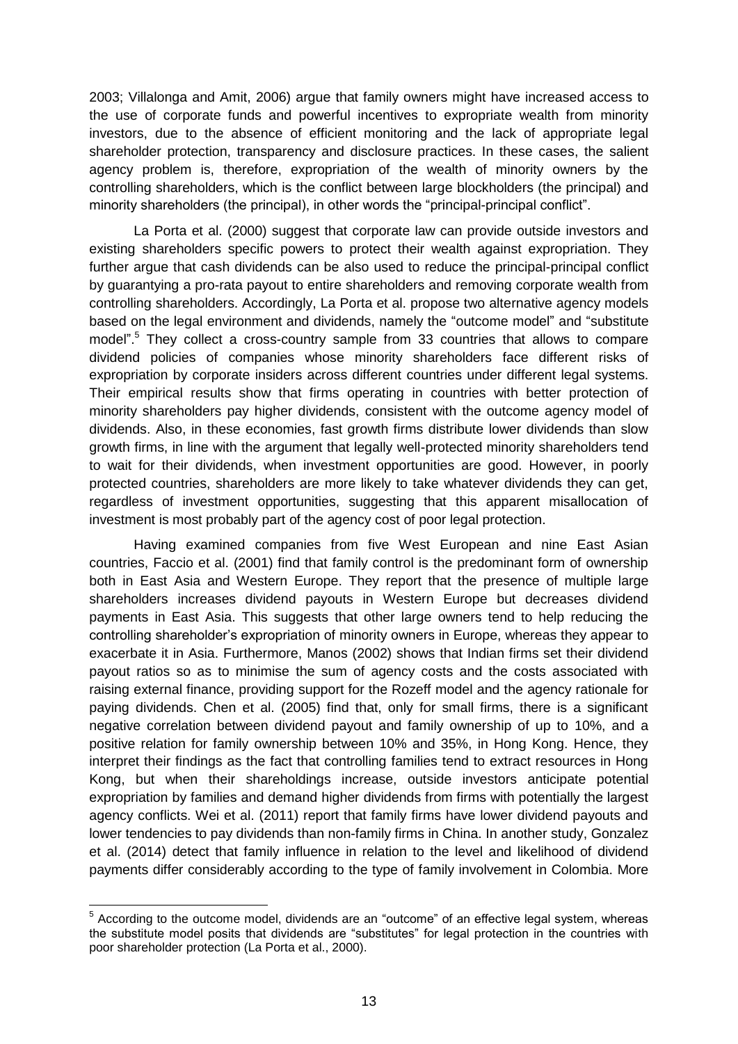2003; Villalonga and Amit, 2006) argue that family owners might have increased access to the use of corporate funds and powerful incentives to expropriate wealth from minority investors, due to the absence of efficient monitoring and the lack of appropriate legal shareholder protection, transparency and disclosure practices. In these cases, the salient agency problem is, therefore, expropriation of the wealth of minority owners by the controlling shareholders, which is the conflict between large blockholders (the principal) and minority shareholders (the principal), in other words the "principal-principal conflict".

La Porta et al. (2000) suggest that corporate law can provide outside investors and existing shareholders specific powers to protect their wealth against expropriation. They further argue that cash dividends can be also used to reduce the principal-principal conflict by guarantying a pro-rata payout to entire shareholders and removing corporate wealth from controlling shareholders. Accordingly, La Porta et al. propose two alternative agency models based on the legal environment and dividends, namely the "outcome model" and "substitute model".[5] They collect a cross-country sample from 33 countries that allows to compare dividend policies of companies whose minority shareholders face different risks of expropriation by corporate insiders across different countries under different legal systems. Their empirical results show that firms operating in countries with better protection of minority shareholders pay higher dividends, consistent with the outcome agency model of dividends. Also, in these economies, fast growth firms distribute lower dividends than slow growth firms, in line with the argument that legally well-protected minority shareholders tend to wait for their dividends, when investment opportunities are good. However, in poorly protected countries, shareholders are more likely to take whatever dividends they can get, regardless of investment opportunities, suggesting that this apparent misallocation of investment is most probably part of the agency cost of poor legal protection.

Having examined companies from five West European and nine East Asian countries, Faccio et al. (2001) find that family control is the predominant form of ownership both in East Asia and Western Europe. They report that the presence of multiple large shareholders increases dividend payouts in Western Europe but decreases dividend payments in East Asia. This suggests that other large owners tend to help reducing the controlling shareholder's expropriation of minority owners in Europe, whereas they appear to exacerbate it in Asia. Furthermore, Manos (2002) shows that Indian firms set their dividend payout ratios so as to minimise the sum of agency costs and the costs associated with raising external finance, providing support for the Rozeff model and the agency rationale for paying dividends. Chen et al. (2005) find that, only for small firms, there is a significant negative correlation between dividend payout and family ownership of up to 10%, and a positive relation for family ownership between 10% and 35%, in Hong Kong. Hence, they interpret their findings as the fact that controlling families tend to extract resources in Hong Kong, but when their shareholdings increase, outside investors anticipate potential expropriation by families and demand higher dividends from firms with potentially the largest agency conflicts. Wei et al. (2011) report that family firms have lower dividend payouts and lower tendencies to pay dividends than non-family firms in China. In another study, Gonzalez et al. (2014) detect that family influence in relation to the level and likelihood of dividend payments differ considerably according to the type of family involvement in Colombia. More

[5] According to the outcome model, dividends are an "outcome" of an effective legal system, whereas the substitute model posits that dividends are "substitutes" for legal protection in the countries with poor shareholder protection (La Porta et al., 2000).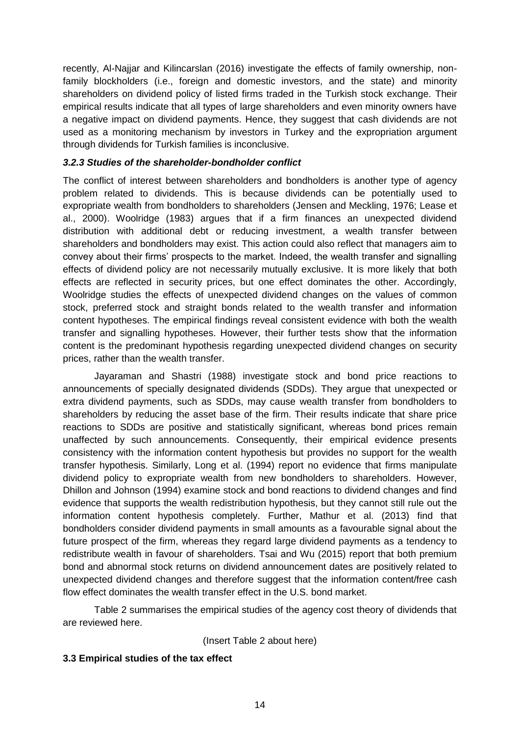recently, Al-Najjar and Kilincarslan (2016) investigate the effects of family ownership, non-family blockholders (i.e., foreign and domestic investors, and the state) and minority shareholders on dividend policy of listed firms traded in the Turkish stock exchange. Their empirical results indicate that all types of large shareholders and even minority owners have a negative impact on dividend payments. Hence, they suggest that cash dividends are not used as a monitoring mechanism by investors in Turkey and the expropriation argument through dividends for Turkish families is inconclusive.

#### *3.2.3 Studies of the shareholder-bondholder conflict*

The conflict of interest between shareholders and bondholders is another type of agency problem related to dividends. This is because dividends can be potentially used to expropriate wealth from bondholders to shareholders (Jensen and Meckling, 1976; Lease et al., 2000). Woolridge (1983) argues that if a firm finances an unexpected dividend distribution with additional debt or reducing investment, a wealth transfer between shareholders and bondholders may exist. This action could also reflect that managers aim to convey about their firms' prospects to the market. Indeed, the wealth transfer and signalling effects of dividend policy are not necessarily mutually exclusive. It is more likely that both effects are reflected in security prices, but one effect dominates the other. Accordingly, Woolridge studies the effects of unexpected dividend changes on the values of common stock, preferred stock and straight bonds related to the wealth transfer and information content hypotheses. The empirical findings reveal consistent evidence with both the wealth transfer and signalling hypotheses. However, their further tests show that the information content is the predominant hypothesis regarding unexpected dividend changes on security prices, rather than the wealth transfer.

Jayaraman and Shastri (1988) investigate stock and bond price reactions to announcements of specially designated dividends (SDDs). They argue that unexpected or extra dividend payments, such as SDDs, may cause wealth transfer from bondholders to shareholders by reducing the asset base of the firm. Their results indicate that share price reactions to SDDs are positive and statistically significant, whereas bond prices remain unaffected by such announcements. Consequently, their empirical evidence presents consistency with the information content hypothesis but provides no support for the wealth transfer hypothesis. Similarly, Long et al. (1994) report no evidence that firms manipulate dividend policy to expropriate wealth from new bondholders to shareholders. However, Dhillon and Johnson (1994) examine stock and bond reactions to dividend changes and find evidence that supports the wealth redistribution hypothesis, but they cannot still rule out the information content hypothesis completely. Further, Mathur et al. (2013) find that bondholders consider dividend payments in small amounts as a favourable signal about the future prospect of the firm, whereas they regard large dividend payments as a tendency to redistribute wealth in favour of shareholders. Tsai and Wu (2015) report that both premium bond and abnormal stock returns on dividend announcement dates are positively related to unexpected dividend changes and therefore suggest that the information content/free cash flow effect dominates the wealth transfer effect in the U.S. bond market.

Table 2 summarises the empirical studies of the agency cost theory of dividends that are reviewed here.

(Insert Table 2 about here)

### 3.3 Empirical studies of the tax effect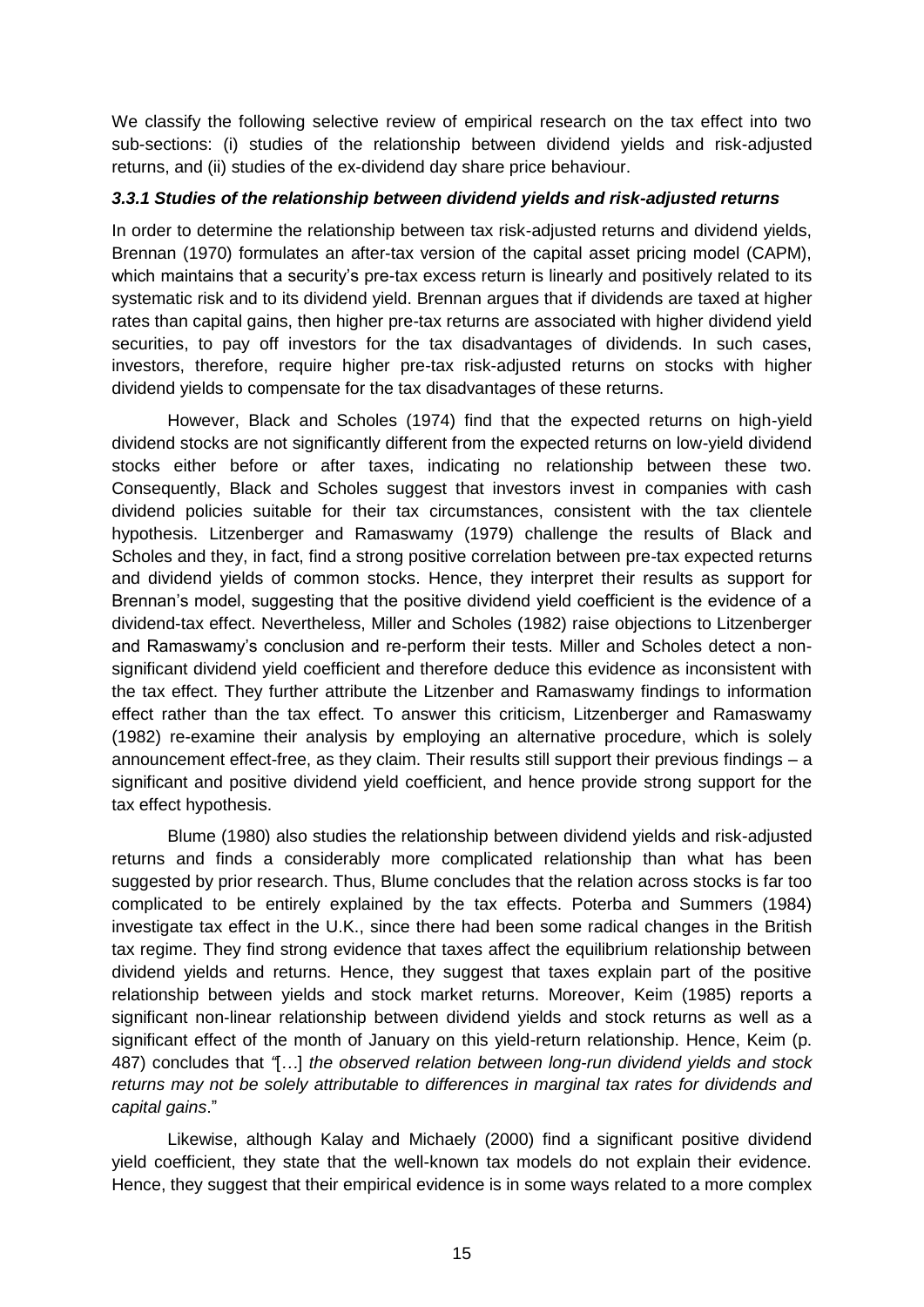We classify the following selective review of empirical research on the tax effect into two sub-sections: (i) studies of the relationship between dividend yields and risk-adjusted returns, and (ii) studies of the ex-dividend day share price behaviour.

### *3.3.1 Studies of the relationship between dividend yields and risk-adjusted returns*

In order to determine the relationship between tax risk-adjusted returns and dividend yields, Brennan (1970) formulates an after-tax version of the capital asset pricing model (CAPM), which maintains that a security's pre-tax excess return is linearly and positively related to its systematic risk and to its dividend yield. Brennan argues that if dividends are taxed at higher rates than capital gains, then higher pre-tax returns are associated with higher dividend yield securities, to pay off investors for the tax disadvantages of dividends. In such cases, investors, therefore, require higher pre-tax risk-adjusted returns on stocks with higher dividend yields to compensate for the tax disadvantages of these returns.

However, Black and Scholes (1974) find that the expected returns on high-yield dividend stocks are not significantly different from the expected returns on low-yield dividend stocks either before or after taxes, indicating no relationship between these two. Consequently, Black and Scholes suggest that investors invest in companies with cash dividend policies suitable for their tax circumstances, consistent with the tax clientele hypothesis. Litzenberger and Ramaswamy (1979) challenge the results of Black and Scholes and they, in fact, find a strong positive correlation between pre-tax expected returns and dividend yields of common stocks. Hence, they interpret their results as support for Brennan's model, suggesting that the positive dividend yield coefficient is the evidence of a dividend-tax effect. Nevertheless, Miller and Scholes (1982) raise objections to Litzenberger and Ramaswamy's conclusion and re-perform their tests. Miller and Scholes detect a non-significant dividend yield coefficient and therefore deduce this evidence as inconsistent with the tax effect. They further attribute the Litzenber and Ramaswamy findings to information effect rather than the tax effect. To answer this criticism, Litzenberger and Ramaswamy (1982) re-examine their analysis by employing an alternative procedure, which is solely announcement effect-free, as they claim. Their results still support their previous findings – a significant and positive dividend yield coefficient, and hence provide strong support for the tax effect hypothesis.

Blume (1980) also studies the relationship between dividend yields and risk-adjusted returns and finds a considerably more complicated relationship than what has been suggested by prior research. Thus, Blume concludes that the relation across stocks is far too complicated to be entirely explained by the tax effects. Poterba and Summers (1984) investigate tax effect in the U.K., since there had been some radical changes in the British tax regime. They find strong evidence that taxes affect the equilibrium relationship between dividend yields and returns. Hence, they suggest that taxes explain part of the positive relationship between yields and stock market returns. Moreover, Keim (1985) reports a significant non-linear relationship between dividend yields and stock returns as well as a significant effect of the month of January on this yield-return relationship. Hence, Keim (p. 487) concludes that *"[…] the observed relation between long-run dividend yields and stock returns may not be solely attributable to differences in marginal tax rates for dividends and capital gains*."

Likewise, although Kalay and Michaely (2000) find a significant positive dividend yield coefficient, they state that the well-known tax models do not explain their evidence. Hence, they suggest that their empirical evidence is in some ways related to a more complex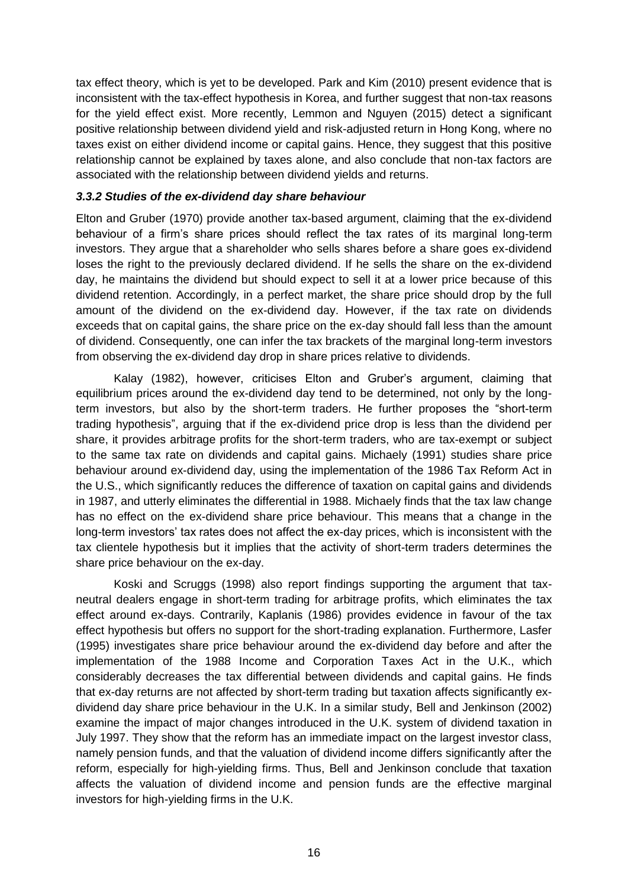tax effect theory, which is yet to be developed. Park and Kim (2010) present evidence that is inconsistent with the tax-effect hypothesis in Korea, and further suggest that non-tax reasons for the yield effect exist. More recently, Lemmon and Nguyen (2015) detect a significant positive relationship between dividend yield and risk-adjusted return in Hong Kong, where no taxes exist on either dividend income or capital gains. Hence, they suggest that this positive relationship cannot be explained by taxes alone, and also conclude that non-tax factors are associated with the relationship between dividend yields and returns.

### *3.3.2 Studies of the ex-dividend day share behaviour*

Elton and Gruber (1970) provide another tax-based argument, claiming that the ex-dividend behaviour of a firm's share prices should reflect the tax rates of its marginal long-term investors. They argue that a shareholder who sells shares before a share goes ex-dividend loses the right to the previously declared dividend. If he sells the share on the ex-dividend day, he maintains the dividend but should expect to sell it at a lower price because of this dividend retention. Accordingly, in a perfect market, the share price should drop by the full amount of the dividend on the ex-dividend day. However, if the tax rate on dividends exceeds that on capital gains, the share price on the ex-day should fall less than the amount of dividend. Consequently, one can infer the tax brackets of the marginal long-term investors from observing the ex-dividend day drop in share prices relative to dividends.

Kalay (1982), however, criticises Elton and Gruber's argument, claiming that equilibrium prices around the ex-dividend day tend to be determined, not only by the long-term investors, but also by the short-term traders. He further proposes the "short-term trading hypothesis", arguing that if the ex-dividend price drop is less than the dividend per share, it provides arbitrage profits for the short-term traders, who are tax-exempt or subject to the same tax rate on dividends and capital gains. Michaely (1991) studies share price behaviour around ex-dividend day, using the implementation of the 1986 Tax Reform Act in the U.S., which significantly reduces the difference of taxation on capital gains and dividends in 1987, and utterly eliminates the differential in 1988. Michaely finds that the tax law change has no effect on the ex-dividend share price behaviour. This means that a change in the long-term investors' tax rates does not affect the ex-day prices, which is inconsistent with the tax clientele hypothesis but it implies that the activity of short-term traders determines the share price behaviour on the ex-day.

Koski and Scruggs (1998) also report findings supporting the argument that tax-neutral dealers engage in short-term trading for arbitrage profits, which eliminates the tax effect around ex-days. Contrarily, Kaplanis (1986) provides evidence in favour of the tax effect hypothesis but offers no support for the short-trading explanation. Furthermore, Lasfer (1995) investigates share price behaviour around the ex-dividend day before and after the implementation of the 1988 Income and Corporation Taxes Act in the U.K., which considerably decreases the tax differential between dividends and capital gains. He finds that ex-day returns are not affected by short-term trading but taxation affects significantly ex-dividend day share price behaviour in the U.K. In a similar study, Bell and Jenkinson (2002) examine the impact of major changes introduced in the U.K. system of dividend taxation in July 1997. They show that the reform has an immediate impact on the largest investor class, namely pension funds, and that the valuation of dividend income differs significantly after the reform, especially for high-yielding firms. Thus, Bell and Jenkinson conclude that taxation affects the valuation of dividend income and pension funds are the effective marginal investors for high-yielding firms in the U.K.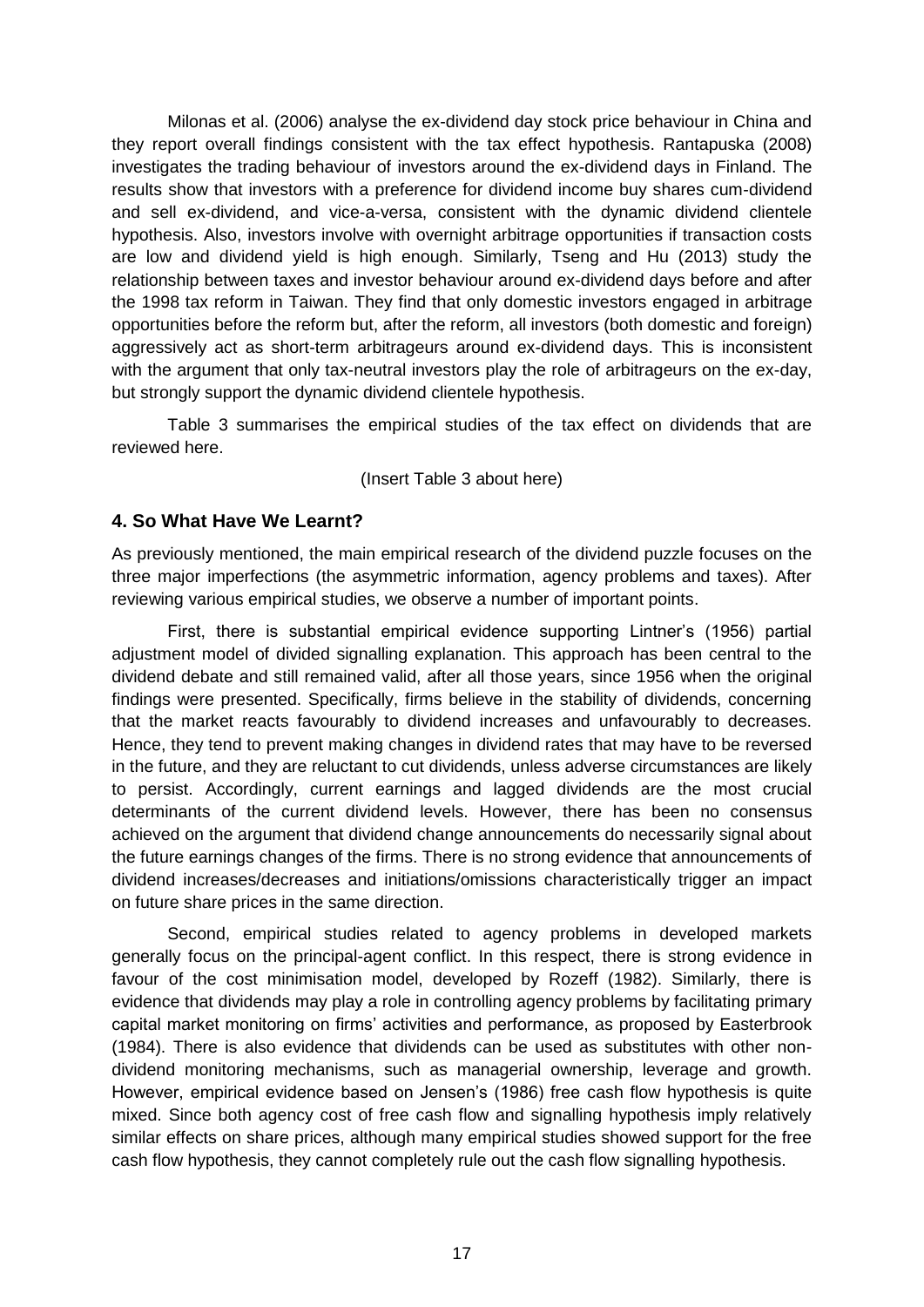Milonas et al. (2006) analyse the ex-dividend day stock price behaviour in China and they report overall findings consistent with the tax effect hypothesis. Rantapuska (2008) investigates the trading behaviour of investors around the ex-dividend days in Finland. The results show that investors with a preference for dividend income buy shares cum-dividend and sell ex-dividend, and vice-a-versa, consistent with the dynamic dividend clientele hypothesis. Also, investors involve with overnight arbitrage opportunities if transaction costs are low and dividend yield is high enough. Similarly, Tseng and Hu (2013) study the relationship between taxes and investor behaviour around ex-dividend days before and after the 1998 tax reform in Taiwan. They find that only domestic investors engaged in arbitrage opportunities before the reform but, after the reform, all investors (both domestic and foreign) aggressively act as short-term arbitrageurs around ex-dividend days. This is inconsistent with the argument that only tax-neutral investors play the role of arbitrageurs on the ex-day, but strongly support the dynamic dividend clientele hypothesis.

Table 3 summarises the empirical studies of the tax effect on dividends that are reviewed here.

(Insert Table 3 about here)

## 4. So What Have We Learnt?

As previously mentioned, the main empirical research of the dividend puzzle focuses on the three major imperfections (the asymmetric information, agency problems and taxes). After reviewing various empirical studies, we observe a number of important points.

First, there is substantial empirical evidence supporting Lintner's (1956) partial adjustment model of divided signalling explanation. This approach has been central to the dividend debate and still remained valid, after all those years, since 1956 when the original findings were presented. Specifically, firms believe in the stability of dividends, concerning that the market reacts favourably to dividend increases and unfavourably to decreases. Hence, they tend to prevent making changes in dividend rates that may have to be reversed in the future, and they are reluctant to cut dividends, unless adverse circumstances are likely to persist. Accordingly, current earnings and lagged dividends are the most crucial determinants of the current dividend levels. However, there has been no consensus achieved on the argument that dividend change announcements do necessarily signal about the future earnings changes of the firms. There is no strong evidence that announcements of dividend increases/decreases and initiations/omissions characteristically trigger an impact on future share prices in the same direction.

Second, empirical studies related to agency problems in developed markets generally focus on the principal-agent conflict. In this respect, there is strong evidence in favour of the cost minimisation model, developed by Rozeff (1982). Similarly, there is evidence that dividends may play a role in controlling agency problems by facilitating primary capital market monitoring on firms' activities and performance, as proposed by Easterbrook (1984). There is also evidence that dividends can be used as substitutes with other non-dividend monitoring mechanisms, such as managerial ownership, leverage and growth. However, empirical evidence based on Jensen's (1986) free cash flow hypothesis is quite mixed. Since both agency cost of free cash flow and signalling hypothesis imply relatively similar effects on share prices, although many empirical studies showed support for the free cash flow hypothesis, they cannot completely rule out the cash flow signalling hypothesis.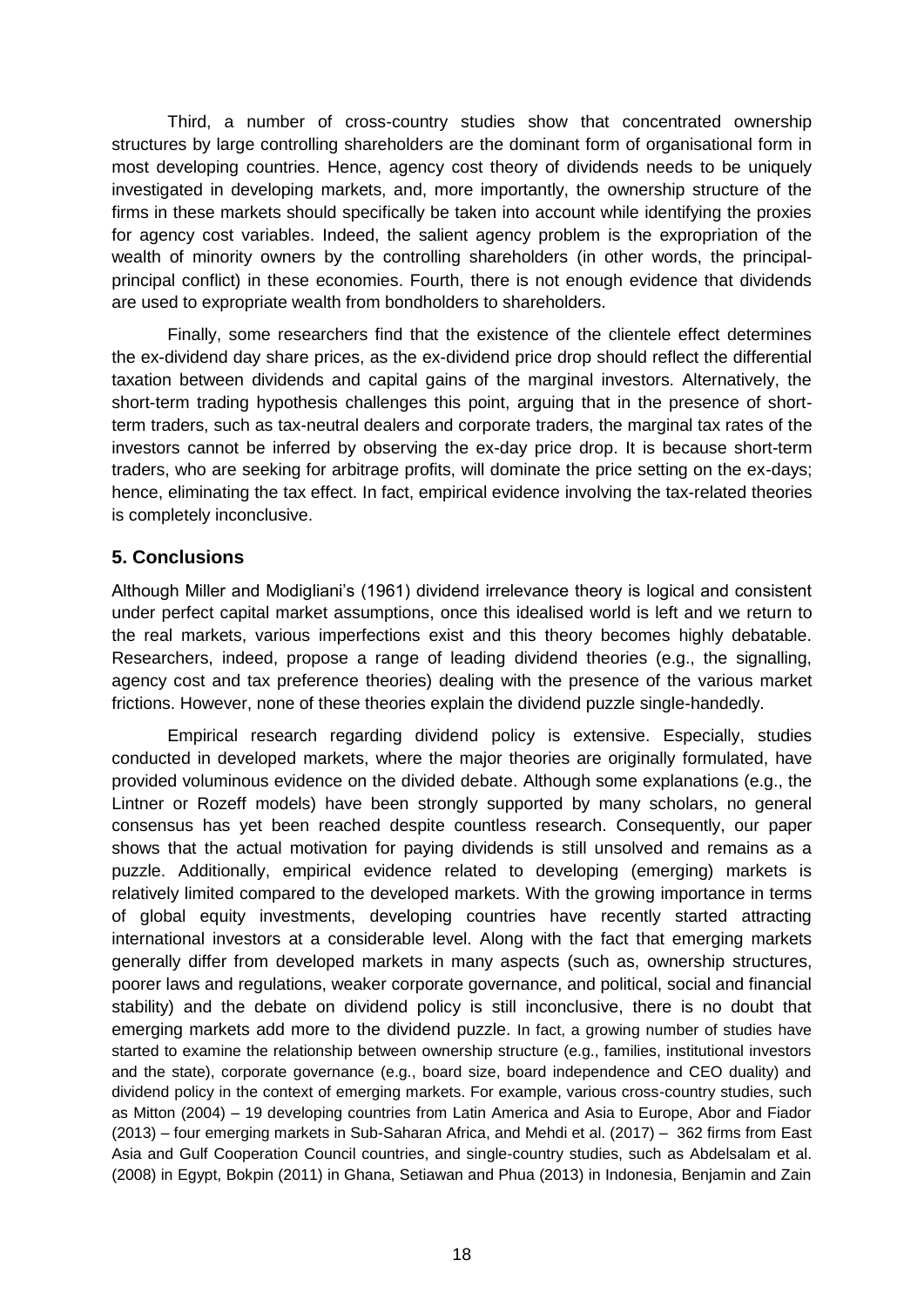Third, a number of cross-country studies show that concentrated ownership structures by large controlling shareholders are the dominant form of organisational form in most developing countries. Hence, agency cost theory of dividends needs to be uniquely investigated in developing markets, and, more importantly, the ownership structure of the firms in these markets should specifically be taken into account while identifying the proxies for agency cost variables. Indeed, the salient agency problem is the expropriation of the wealth of minority owners by the controlling shareholders (in other words, the principal-principal conflict) in these economies. Fourth, there is not enough evidence that dividends are used to expropriate wealth from bondholders to shareholders.

Finally, some researchers find that the existence of the clientele effect determines the ex-dividend day share prices, as the ex-dividend price drop should reflect the differential taxation between dividends and capital gains of the marginal investors. Alternatively, the short-term trading hypothesis challenges this point, arguing that in the presence of short-term traders, such as tax-neutral dealers and corporate traders, the marginal tax rates of the investors cannot be inferred by observing the ex-day price drop. It is because short-term traders, who are seeking for arbitrage profits, will dominate the price setting on the ex-days; hence, eliminating the tax effect. In fact, empirical evidence involving the tax-related theories is completely inconclusive.

## 5. Conclusions

Although Miller and Modigliani's (1961) dividend irrelevance theory is logical and consistent under perfect capital market assumptions, once this idealised world is left and we return to the real markets, various imperfections exist and this theory becomes highly debatable. Researchers, indeed, propose a range of leading dividend theories (e.g., the signalling, agency cost and tax preference theories) dealing with the presence of the various market frictions. However, none of these theories explain the dividend puzzle single-handedly.

Empirical research regarding dividend policy is extensive. Especially, studies conducted in developed markets, where the major theories are originally formulated, have provided voluminous evidence on the divided debate. Although some explanations (e.g., the Lintner or Rozeff models) have been strongly supported by many scholars, no general consensus has yet been reached despite countless research. Consequently, our paper shows that the actual motivation for paying dividends is still unsolved and remains as a puzzle. Additionally, empirical evidence related to developing (emerging) markets is relatively limited compared to the developed markets. With the growing importance in terms of global equity investments, developing countries have recently started attracting international investors at a considerable level. Along with the fact that emerging markets generally differ from developed markets in many aspects (such as, ownership structures, poorer laws and regulations, weaker corporate governance, and political, social and financial stability) and the debate on dividend policy is still inconclusive, there is no doubt that emerging markets add more to the dividend puzzle. In fact, a growing number of studies have started to examine the relationship between ownership structure (e.g., families, institutional investors and the state), corporate governance (e.g., board size, board independence and CEO duality) and dividend policy in the context of emerging markets. For example, various cross-country studies, such as Mitton (2004) – 19 developing countries from Latin America and Asia to Europe, Abor and Fiador (2013) – four emerging markets in Sub-Saharan Africa, and Mehdi et al. (2017) – 362 firms from East Asia and Gulf Cooperation Council countries, and single-country studies, such as Abdelsalam et al. (2008) in Egypt, Bokpin (2011) in Ghana, Setiawan and Phua (2013) in Indonesia, Benjamin and Zain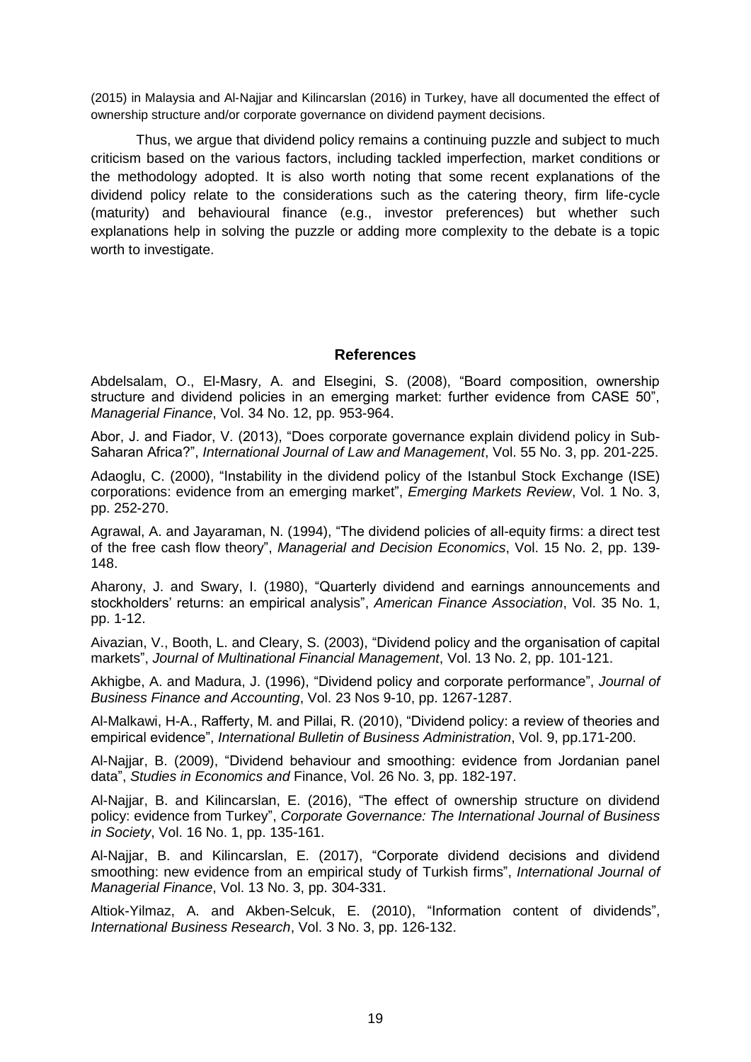(2015) in Malaysia and Al-Najjar and Kilincarslan (2016) in Turkey, have all documented the effect of ownership structure and/or corporate governance on dividend payment decisions.

Thus, we argue that dividend policy remains a continuing puzzle and subject to much criticism based on the various factors, including tackled imperfection, market conditions or the methodology adopted. It is also worth noting that some recent explanations of the dividend policy relate to the considerations such as the catering theory, firm life-cycle (maturity) and behavioural finance (e.g., investor preferences) but whether such explanations help in solving the puzzle or adding more complexity to the debate is a topic worth to investigate.

## References

Abdelsalam, O., El-Masry, A. and Elsegini, S. (2008), “Board composition, ownership structure and dividend policies in an emerging market: further evidence from CASE 50”, *Managerial Finance*, Vol. 34 No. 12, pp. 953-964.

Abor, J. and Fiador, V. (2013), “Does corporate governance explain dividend policy in Sub-Saharan Africa?”, *International Journal of Law and Management*, Vol. 55 No. 3, pp. 201-225.

Adaoglu, C. (2000), “Instability in the dividend policy of the Istanbul Stock Exchange (ISE) corporations: evidence from an emerging market”, *Emerging Markets Review*, Vol. 1 No. 3, pp. 252-270.

Agrawal, A. and Jayaraman, N. (1994), “The dividend policies of all-equity firms: a direct test of the free cash flow theory”, *Managerial and Decision Economics*, Vol. 15 No. 2, pp. 139-148.

Aharony, J. and Swary, I. (1980), “Quarterly dividend and earnings announcements and stockholders’ returns: an empirical analysis”, *American Finance Association*, Vol. 35 No. 1, pp. 1-12.

Aivazian, V., Booth, L. and Cleary, S. (2003), “Dividend policy and the organisation of capital markets”, *Journal of Multinational Financial Management*, Vol. 13 No. 2, pp. 101-121.

Akhigbe, A. and Madura, J. (1996), “Dividend policy and corporate performance”, *Journal of Business Finance and Accounting*, Vol. 23 Nos 9-10, pp. 1267-1287.

Al-Malkawi, H-A., Rafferty, M. and Pillai, R. (2010), “Dividend policy: a review of theories and empirical evidence”, *International Bulletin of Business Administration*, Vol. 9, pp.171-200.

Al-Najjar, B. (2009), “Dividend behaviour and smoothing: evidence from Jordanian panel data”, *Studies in Economics and* Finance, Vol. 26 No. 3, pp. 182-197.

Al-Najjar, B. and Kilincarslan, E. (2016), “The effect of ownership structure on dividend policy: evidence from Turkey”, *Corporate Governance: The International Journal of Business in Society*, Vol. 16 No. 1, pp. 135-161.

Al-Najjar, B. and Kilincarslan, E. (2017), “Corporate dividend decisions and dividend smoothing: new evidence from an empirical study of Turkish firms”, *International Journal of Managerial Finance*, Vol. 13 No. 3, pp. 304-331.

Altiok-Yilmaz, A. and Akben-Selcuk, E. (2010), “Information content of dividends”, *International Business Research*, Vol. 3 No. 3, pp. 126-132.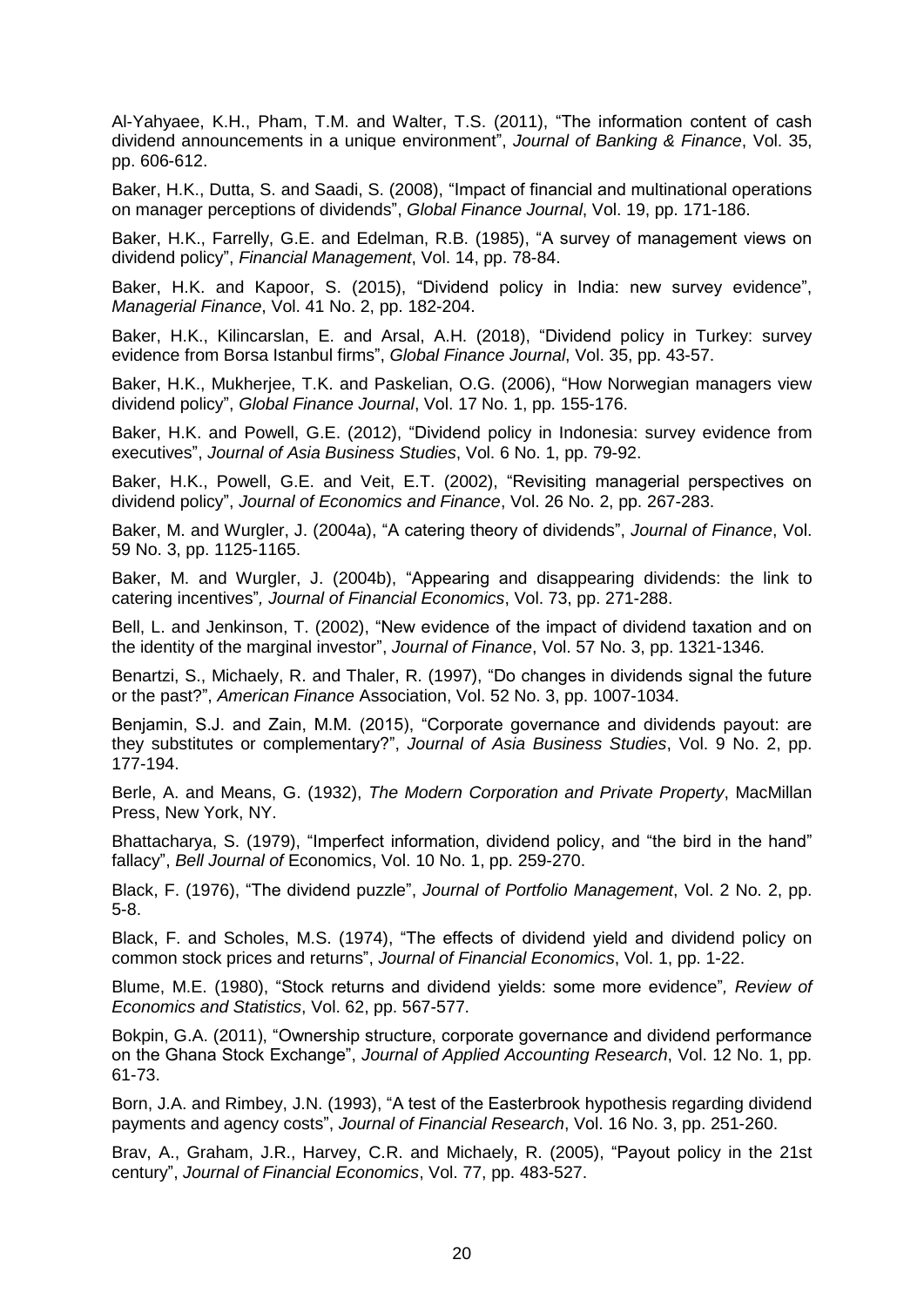Al-Yahyaee, K.H., Pham, T.M. and Walter, T.S. (2011), "The information content of cash dividend announcements in a unique environment", *Journal of Banking & Finance*, Vol. 35, pp. 606-612.

Baker, H.K., Dutta, S. and Saadi, S. (2008), "Impact of financial and multinational operations on manager perceptions of dividends", *Global Finance Journal*, Vol. 19, pp. 171-186.

Baker, H.K., Farrelly, G.E. and Edelman, R.B. (1985), "A survey of management views on dividend policy", *Financial Management*, Vol. 14, pp. 78-84.

Baker, H.K. and Kapoor, S. (2015), "Dividend policy in India: new survey evidence", *Managerial Finance*, Vol. 41 No. 2, pp. 182-204.

Baker, H.K., Kilincarslan, E. and Arsal, A.H. (2018), "Dividend policy in Turkey: survey evidence from Borsa Istanbul firms", *Global Finance Journal*, Vol. 35, pp. 43-57.

Baker, H.K., Mukherjee, T.K. and Paskelian, O.G. (2006), "How Norwegian managers view dividend policy", *Global Finance Journal*, Vol. 17 No. 1, pp. 155-176.

Baker, H.K. and Powell, G.E. (2012), "Dividend policy in Indonesia: survey evidence from executives", *Journal of Asia Business Studies*, Vol. 6 No. 1, pp. 79-92.

Baker, H.K., Powell, G.E. and Veit, E.T. (2002), "Revisiting managerial perspectives on dividend policy", *Journal of Economics and Finance*, Vol. 26 No. 2, pp. 267-283.

Baker, M. and Wurgler, J. (2004a), "A catering theory of dividends", *Journal of Finance*, Vol. 59 No. 3, pp. 1125-1165.

Baker, M. and Wurgler, J. (2004b), "Appearing and disappearing dividends: the link to catering incentives", *Journal of Financial Economics*, Vol. 73, pp. 271-288.

Bell, L. and Jenkinson, T. (2002), "New evidence of the impact of dividend taxation and on the identity of the marginal investor", *Journal of Finance*, Vol. 57 No. 3, pp. 1321-1346.

Benartzi, S., Michaely, R. and Thaler, R. (1997), "Do changes in dividends signal the future or the past?", *American Finance* Association, Vol. 52 No. 3, pp. 1007-1034.

Benjamin, S.J. and Zain, M.M. (2015), "Corporate governance and dividends payout: are they substitutes or complementary?", *Journal of Asia Business Studies*, Vol. 9 No. 2, pp. 177-194.

Berle, A. and Means, G. (1932), *The Modern Corporation and Private Property*, MacMillan Press, New York, NY.

Bhattacharya, S. (1979), "Imperfect information, dividend policy, and "the bird in the hand" fallacy", *Bell Journal of* Economics, Vol. 10 No. 1, pp. 259-270.

Black, F. (1976), "The dividend puzzle", *Journal of Portfolio Management*, Vol. 2 No. 2, pp. 5-8.

Black, F. and Scholes, M.S. (1974), "The effects of dividend yield and dividend policy on common stock prices and returns", *Journal of Financial Economics*, Vol. 1, pp. 1-22.

Blume, M.E. (1980), "Stock returns and dividend yields: some more evidence", *Review of Economics and Statistics*, Vol. 62, pp. 567-577.

Bokpin, G.A. (2011), "Ownership structure, corporate governance and dividend performance on the Ghana Stock Exchange", *Journal of Applied Accounting Research*, Vol. 12 No. 1, pp. 61-73.

Born, J.A. and Rimbey, J.N. (1993), "A test of the Easterbrook hypothesis regarding dividend payments and agency costs", *Journal of Financial Research*, Vol. 16 No. 3, pp. 251-260.

Brav, A., Graham, J.R., Harvey, C.R. and Michaely, R. (2005), "Payout policy in the 21st century", *Journal of Financial Economics*, Vol. 77, pp. 483-527.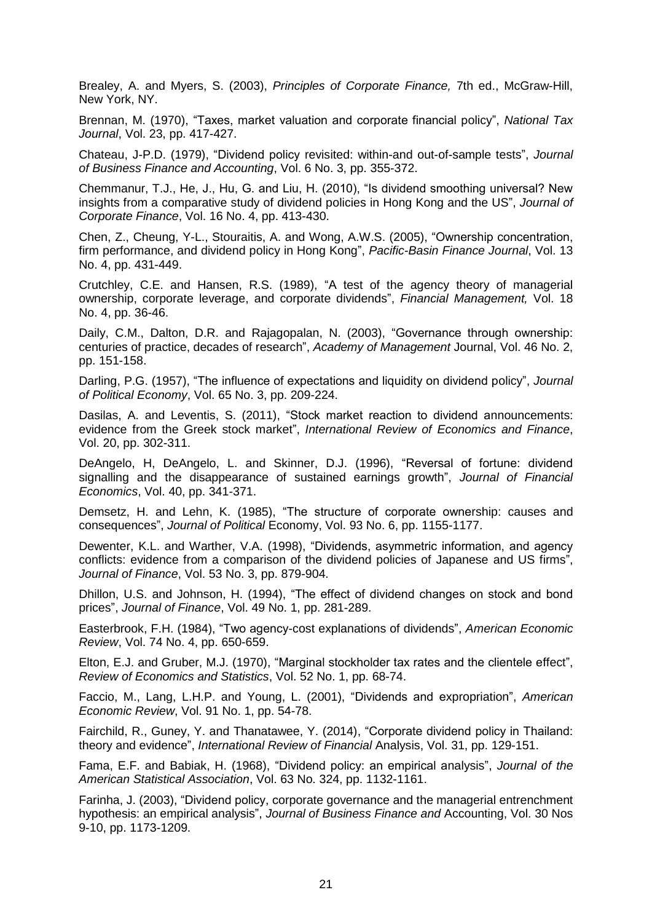Brealey, A. and Myers, S. (2003), *Principles of Corporate Finance,* 7th ed., McGraw-Hill, New York, NY.

Brennan, M. (1970), "Taxes, market valuation and corporate financial policy", *National Tax Journal*, Vol. 23, pp. 417-427.

Chateau, J-P.D. (1979), "Dividend policy revisited: within-and out-of-sample tests", *Journal of Business Finance and Accounting*, Vol. 6 No. 3, pp. 355-372.

Chemmanur, T.J., He, J., Hu, G. and Liu, H. (2010), "Is dividend smoothing universal? New insights from a comparative study of dividend policies in Hong Kong and the US", *Journal of Corporate Finance*, Vol. 16 No. 4, pp. 413-430.

Chen, Z., Cheung, Y-L., Stouraitis, A. and Wong, A.W.S. (2005), "Ownership concentration, firm performance, and dividend policy in Hong Kong", *Pacific-Basin Finance Journal*, Vol. 13 No. 4, pp. 431-449.

Crutchley, C.E. and Hansen, R.S. (1989), "A test of the agency theory of managerial ownership, corporate leverage, and corporate dividends", *Financial Management,* Vol. 18 No. 4, pp. 36-46.

Daily, C.M., Dalton, D.R. and Rajagopalan, N. (2003), "Governance through ownership: centuries of practice, decades of research", *Academy of Management* Journal, Vol. 46 No. 2, pp. 151-158.

Darling, P.G. (1957), "The influence of expectations and liquidity on dividend policy", *Journal of Political Economy*, Vol. 65 No. 3, pp. 209-224.

Dasilas, A. and Leventis, S. (2011), "Stock market reaction to dividend announcements: evidence from the Greek stock market", *International Review of Economics and Finance*, Vol. 20, pp. 302-311.

DeAngelo, H, DeAngelo, L. and Skinner, D.J. (1996), "Reversal of fortune: dividend signalling and the disappearance of sustained earnings growth", *Journal of Financial Economics*, Vol. 40, pp. 341-371.

Demsetz, H. and Lehn, K. (1985), "The structure of corporate ownership: causes and consequences", *Journal of Political* Economy, Vol. 93 No. 6, pp. 1155-1177.

Dewenter, K.L. and Warther, V.A. (1998), "Dividends, asymmetric information, and agency conflicts: evidence from a comparison of the dividend policies of Japanese and US firms", *Journal of Finance*, Vol. 53 No. 3, pp. 879-904.

Dhillon, U.S. and Johnson, H. (1994), "The effect of dividend changes on stock and bond prices", *Journal of Finance*, Vol. 49 No. 1, pp. 281-289.

Easterbrook, F.H. (1984), "Two agency-cost explanations of dividends", *American Economic Review*, Vol. 74 No. 4, pp. 650-659.

Elton, E.J. and Gruber, M.J. (1970), "Marginal stockholder tax rates and the clientele effect", *Review of Economics and Statistics*, Vol. 52 No. 1, pp. 68-74.

Faccio, M., Lang, L.H.P. and Young, L. (2001), "Dividends and expropriation", *American Economic Review*, Vol. 91 No. 1, pp. 54-78.

Fairchild, R., Guney, Y. and Thanatawee, Y. (2014), "Corporate dividend policy in Thailand: theory and evidence", *International Review of Financial* Analysis, Vol. 31, pp. 129-151.

Fama, E.F. and Babiak, H. (1968), "Dividend policy: an empirical analysis", *Journal of the American Statistical Association*, Vol. 63 No. 324, pp. 1132-1161.

Farinha, J. (2003), "Dividend policy, corporate governance and the managerial entrenchment hypothesis: an empirical analysis", *Journal of Business Finance and* Accounting, Vol. 30 Nos 9-10, pp. 1173-1209.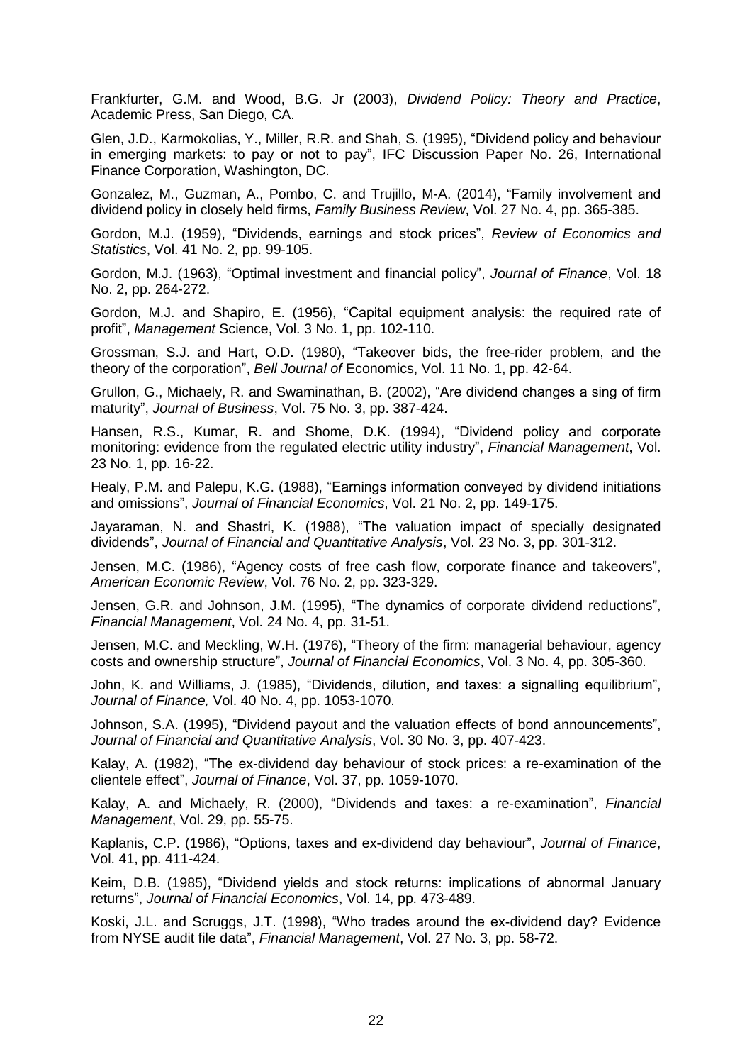Frankfurter, G.M. and Wood, B.G. Jr (2003), *Dividend Policy: Theory and Practice*, Academic Press, San Diego, CA.

Glen, J.D., Karmokolias, Y., Miller, R.R. and Shah, S. (1995), "Dividend policy and behaviour in emerging markets: to pay or not to pay", IFC Discussion Paper No. 26, International Finance Corporation, Washington, DC.

Gonzalez, M., Guzman, A., Pombo, C. and Trujillo, M-A. (2014), "Family involvement and dividend policy in closely held firms, *Family Business Review*, Vol. 27 No. 4, pp. 365-385.

Gordon, M.J. (1959), "Dividends, earnings and stock prices", *Review of Economics and Statistics*, Vol. 41 No. 2, pp. 99-105.

Gordon, M.J. (1963), "Optimal investment and financial policy", *Journal of Finance*, Vol. 18 No. 2, pp. 264-272.

Gordon, M.J. and Shapiro, E. (1956), "Capital equipment analysis: the required rate of profit", *Management* Science, Vol. 3 No. 1, pp. 102-110.

Grossman, S.J. and Hart, O.D. (1980), "Takeover bids, the free-rider problem, and the theory of the corporation", *Bell Journal of* Economics, Vol. 11 No. 1, pp. 42-64.

Grullon, G., Michaely, R. and Swaminathan, B. (2002), "Are dividend changes a sing of firm maturity", *Journal of Business*, Vol. 75 No. 3, pp. 387-424.

Hansen, R.S., Kumar, R. and Shome, D.K. (1994), "Dividend policy and corporate monitoring: evidence from the regulated electric utility industry", *Financial Management*, Vol. 23 No. 1, pp. 16-22.

Healy, P.M. and Palepu, K.G. (1988), "Earnings information conveyed by dividend initiations and omissions", *Journal of Financial Economics*, Vol. 21 No. 2, pp. 149-175.

Jayaraman, N. and Shastri, K. (1988), "The valuation impact of specially designated dividends", *Journal of Financial and Quantitative Analysis*, Vol. 23 No. 3, pp. 301-312.

Jensen, M.C. (1986), "Agency costs of free cash flow, corporate finance and takeovers", *American Economic Review*, Vol. 76 No. 2, pp. 323-329.

Jensen, G.R. and Johnson, J.M. (1995), "The dynamics of corporate dividend reductions", *Financial Management*, Vol. 24 No. 4, pp. 31-51.

Jensen, M.C. and Meckling, W.H. (1976), "Theory of the firm: managerial behaviour, agency costs and ownership structure", *Journal of Financial Economics*, Vol. 3 No. 4, pp. 305-360.

John, K. and Williams, J. (1985), "Dividends, dilution, and taxes: a signalling equilibrium", *Journal of Finance,* Vol. 40 No. 4, pp. 1053-1070.

Johnson, S.A. (1995), "Dividend payout and the valuation effects of bond announcements", *Journal of Financial and Quantitative Analysis*, Vol. 30 No. 3, pp. 407-423.

Kalay, A. (1982), "The ex-dividend day behaviour of stock prices: a re-examination of the clientele effect", *Journal of Finance*, Vol. 37, pp. 1059-1070.

Kalay, A. and Michaely, R. (2000), "Dividends and taxes: a re-examination", *Financial Management*, Vol. 29, pp. 55-75.

Kaplanis, C.P. (1986), "Options, taxes and ex-dividend day behaviour", *Journal of Finance*, Vol. 41, pp. 411-424.

Keim, D.B. (1985), "Dividend yields and stock returns: implications of abnormal January returns", *Journal of Financial Economics*, Vol. 14, pp. 473-489.

Koski, J.L. and Scruggs, J.T. (1998), "Who trades around the ex-dividend day? Evidence from NYSE audit file data", *Financial Management*, Vol. 27 No. 3, pp. 58-72.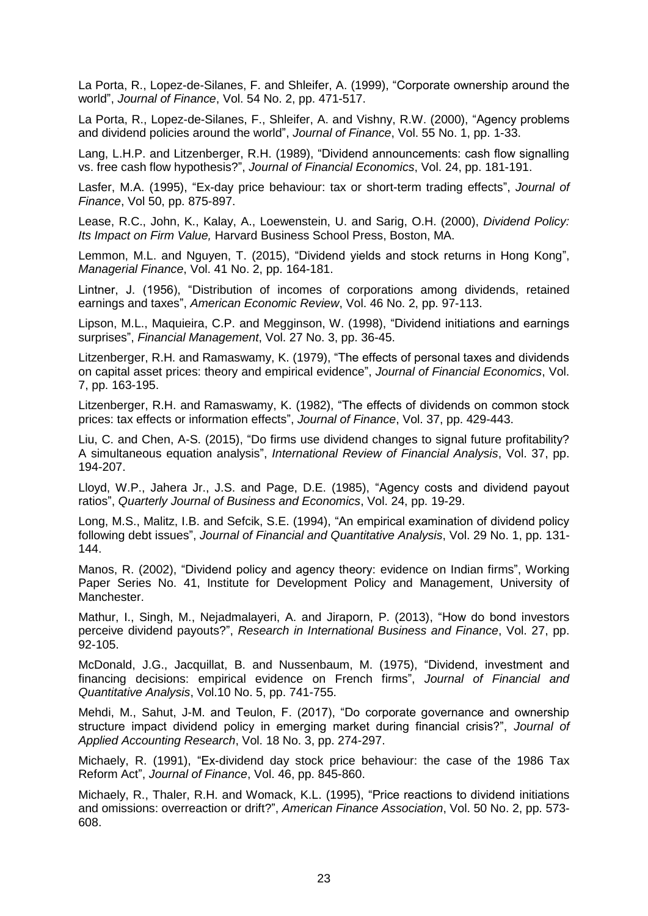La Porta, R., Lopez-de-Silanes, F. and Shleifer, A. (1999), "Corporate ownership around the world", *Journal of Finance*, Vol. 54 No. 2, pp. 471-517.

La Porta, R., Lopez-de-Silanes, F., Shleifer, A. and Vishny, R.W. (2000), "Agency problems and dividend policies around the world", *Journal of Finance*, Vol. 55 No. 1, pp. 1-33.

Lang, L.H.P. and Litzenberger, R.H. (1989), "Dividend announcements: cash flow signalling vs. free cash flow hypothesis?", *Journal of Financial Economics*, Vol. 24, pp. 181-191.

Lasfer, M.A. (1995), "Ex-day price behaviour: tax or short-term trading effects", *Journal of Finance*, Vol 50, pp. 875-897.

Lease, R.C., John, K., Kalay, A., Loewenstein, U. and Sarig, O.H. (2000), *Dividend Policy: Its Impact on Firm Value,* Harvard Business School Press, Boston, MA.

Lemmon, M.L. and Nguyen, T. (2015), "Dividend yields and stock returns in Hong Kong", *Managerial Finance*, Vol. 41 No. 2, pp. 164-181.

Lintner, J. (1956), "Distribution of incomes of corporations among dividends, retained earnings and taxes", *American Economic Review*, Vol. 46 No. 2, pp. 97-113.

Lipson, M.L., Maquieira, C.P. and Megginson, W. (1998), "Dividend initiations and earnings surprises", *Financial Management*, Vol. 27 No. 3, pp. 36-45.

Litzenberger, R.H. and Ramaswamy, K. (1979), "The effects of personal taxes and dividends on capital asset prices: theory and empirical evidence", *Journal of Financial Economics*, Vol. 7, pp. 163-195.

Litzenberger, R.H. and Ramaswamy, K. (1982), "The effects of dividends on common stock prices: tax effects or information effects", *Journal of Finance*, Vol. 37, pp. 429-443.

Liu, C. and Chen, A-S. (2015), "Do firms use dividend changes to signal future profitability? A simultaneous equation analysis", *International Review of Financial Analysis*, Vol. 37, pp. 194-207.

Lloyd, W.P., Jahera Jr., J.S. and Page, D.E. (1985), "Agency costs and dividend payout ratios", *Quarterly Journal of Business and Economics*, Vol. 24, pp. 19-29.

Long, M.S., Malitz, I.B. and Sefcik, S.E. (1994), "An empirical examination of dividend policy following debt issues", *Journal of Financial and Quantitative Analysis*, Vol. 29 No. 1, pp. 131-144.

Manos, R. (2002), "Dividend policy and agency theory: evidence on Indian firms", Working Paper Series No. 41, Institute for Development Policy and Management, University of Manchester.

Mathur, I., Singh, M., Nejadmalayeri, A. and Jiraporn, P. (2013), "How do bond investors perceive dividend payouts?", *Research in International Business and Finance*, Vol. 27, pp. 92-105.

McDonald, J.G., Jacquillat, B. and Nussenbaum, M. (1975), "Dividend, investment and financing decisions: empirical evidence on French firms", *Journal of Financial and Quantitative Analysis*, Vol.10 No. 5, pp. 741-755.

Mehdi, M., Sahut, J-M. and Teulon, F. (2017), "Do corporate governance and ownership structure impact dividend policy in emerging market during financial crisis?", *Journal of Applied Accounting Research*, Vol. 18 No. 3, pp. 274-297.

Michaely, R. (1991), "Ex-dividend day stock price behaviour: the case of the 1986 Tax Reform Act", *Journal of Finance*, Vol. 46, pp. 845-860.

Michaely, R., Thaler, R.H. and Womack, K.L. (1995), "Price reactions to dividend initiations and omissions: overreaction or drift?", *American Finance Association*, Vol. 50 No. 2, pp. 573-608.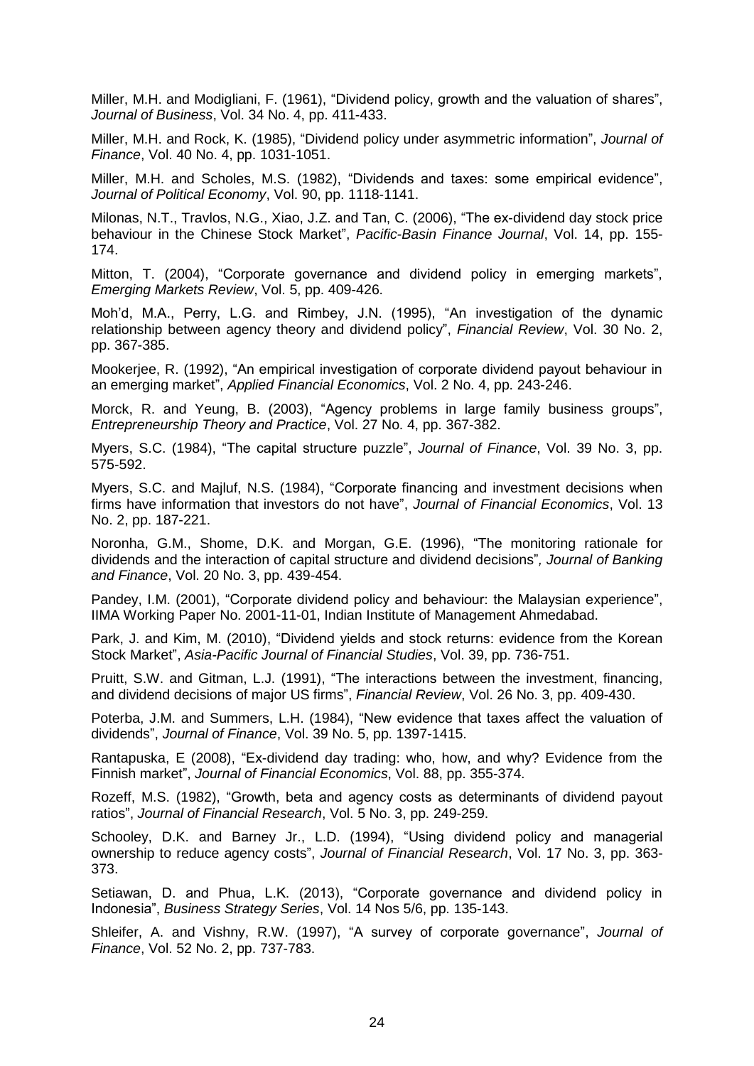Miller, M.H. and Modigliani, F. (1961), "Dividend policy, growth and the valuation of shares", *Journal of Business*, Vol. 34 No. 4, pp. 411-433.

Miller, M.H. and Rock, K. (1985), "Dividend policy under asymmetric information", *Journal of Finance*, Vol. 40 No. 4, pp. 1031-1051.

Miller, M.H. and Scholes, M.S. (1982), "Dividends and taxes: some empirical evidence", *Journal of Political Economy*, Vol. 90, pp. 1118-1141.

Milonas, N.T., Travlos, N.G., Xiao, J.Z. and Tan, C. (2006), "The ex-dividend day stock price behaviour in the Chinese Stock Market", *Pacific-Basin Finance Journal*, Vol. 14, pp. 155-174.

Mitton, T. (2004), "Corporate governance and dividend policy in emerging markets", *Emerging Markets Review*, Vol. 5, pp. 409-426.

Moh'd, M.A., Perry, L.G. and Rimbey, J.N. (1995), "An investigation of the dynamic relationship between agency theory and dividend policy", *Financial Review*, Vol. 30 No. 2, pp. 367-385.

Mookerjee, R. (1992), "An empirical investigation of corporate dividend payout behaviour in an emerging market", *Applied Financial Economics*, Vol. 2 No. 4, pp. 243-246.

Morck, R. and Yeung, B. (2003), "Agency problems in large family business groups", *Entrepreneurship Theory and Practice*, Vol. 27 No. 4, pp. 367-382.

Myers, S.C. (1984), "The capital structure puzzle", *Journal of Finance*, Vol. 39 No. 3, pp. 575-592.

Myers, S.C. and Majluf, N.S. (1984), "Corporate financing and investment decisions when firms have information that investors do not have", *Journal of Financial Economics*, Vol. 13 No. 2, pp. 187-221.

Noronha, G.M., Shome, D.K. and Morgan, G.E. (1996), "The monitoring rationale for dividends and the interaction of capital structure and dividend decisions", *Journal of Banking and Finance*, Vol. 20 No. 3, pp. 439-454.

Pandey, I.M. (2001), "Corporate dividend policy and behaviour: the Malaysian experience", IIMA Working Paper No. 2001-11-01, Indian Institute of Management Ahmedabad.

Park, J. and Kim, M. (2010), "Dividend yields and stock returns: evidence from the Korean Stock Market", *Asia-Pacific Journal of Financial Studies*, Vol. 39, pp. 736-751.

Pruitt, S.W. and Gitman, L.J. (1991), "The interactions between the investment, financing, and dividend decisions of major US firms", *Financial Review*, Vol. 26 No. 3, pp. 409-430.

Poterba, J.M. and Summers, L.H. (1984), "New evidence that taxes affect the valuation of dividends", *Journal of Finance*, Vol. 39 No. 5, pp. 1397-1415.

Rantapuska, E (2008), "Ex-dividend day trading: who, how, and why? Evidence from the Finnish market", *Journal of Financial Economics*, Vol. 88, pp. 355-374.

Rozeff, M.S. (1982), "Growth, beta and agency costs as determinants of dividend payout ratios", *Journal of Financial Research*, Vol. 5 No. 3, pp. 249-259.

Schooley, D.K. and Barney Jr., L.D. (1994), "Using dividend policy and managerial ownership to reduce agency costs", *Journal of Financial Research*, Vol. 17 No. 3, pp. 363-373.

Setiawan, D. and Phua, L.K. (2013), "Corporate governance and dividend policy in Indonesia", *Business Strategy Series*, Vol. 14 Nos 5/6, pp. 135-143.

Shleifer, A. and Vishny, R.W. (1997), "A survey of corporate governance", *Journal of Finance*, Vol. 52 No. 2, pp. 737-783.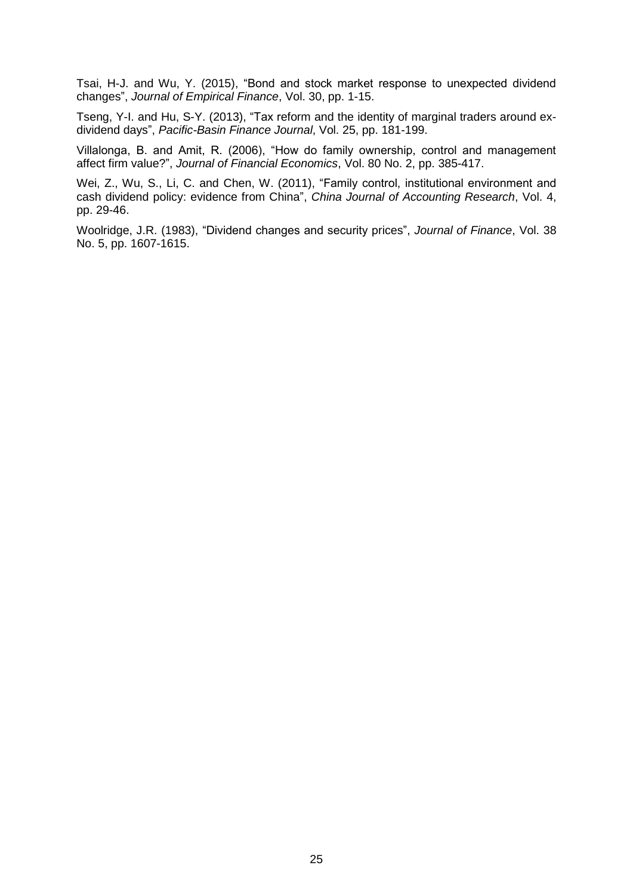Tsai, H-J. and Wu, Y. (2015), “Bond and stock market response to unexpected dividend changes”, *Journal of Empirical Finance*, Vol. 30, pp. 1-15.

Tseng, Y-I. and Hu, S-Y. (2013), “Tax reform and the identity of marginal traders around ex-dividend days”, *Pacific-Basin Finance Journal*, Vol. 25, pp. 181-199.

Villalonga, B. and Amit, R. (2006), “How do family ownership, control and management affect firm value?”, *Journal of Financial Economics*, Vol. 80 No. 2, pp. 385-417.

Wei, Z., Wu, S., Li, C. and Chen, W. (2011), “Family control, institutional environment and cash dividend policy: evidence from China”, *China Journal of Accounting Research*, Vol. 4, pp. 29-46.

Woolridge, J.R. (1983), “Dividend changes and security prices”, *Journal of Finance*, Vol. 38 No. 5, pp. 1607-1615.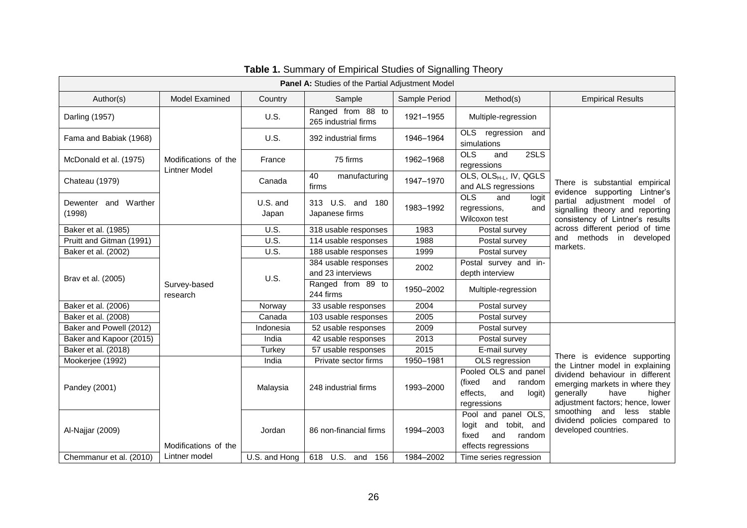**Table 1.** Summary of Empirical Studies of Signalling Theory

| Panel A: Studies of the Partial Adjustment Model | | | | | | |
|---|---|---|---|---|---|---|
| Author(s) | Model Examined | Country | Sample | Sample Period | Method(s) | Empirical Results |
| Darling (1957) | Modifications of the Lintner Model | U.S. | Ranged from 88 to 265 industrial firms | 1921–1955 | Multiple-regression | There is substantial empirical evidence supporting Lintner's partial adjustment model of signalling theory and reporting consistency of Lintner's results across different period of time and methods in developed markets. |
| Fama and Babiak (1968) | | U.S. | 392 industrial firms | 1946–1964 | OLS regression and simulations | |
| McDonald et al. (1975) | | France | 75 firms | 1962–1968 | OLS and 2SLS regressions | |
| Chateau (1979) | | Canada | 40 manufacturing firms | 1947–1970 | OLS, $OLS_{H-L}$, IV, QGLS and ALS regressions | |
| Dewenter and Warther (1998) | | U.S. and Japan | 313 U.S. and 180 Japanese firms | 1983–1992 | OLS and logit regressions, and Wilcoxon test | |
| Baker et al. (1985) | Survey-based research | U.S. | 318 usable responses | 1983 | Postal survey | |
| Pruitt and Gitman (1991) | | U.S. | 114 usable responses | 1988 | Postal survey | |
| Baker et al. (2002) | | U.S. | 188 usable responses | 1999 | Postal survey | |
| Brav et al. (2005) | | U.S. | 384 usable responses and 23 interviews | 2002 | Postal survey and in-depth interview | |
| | | | Ranged from 89 to 244 firms | 1950–2002 | Multiple-regression | |
| Baker et al. (2006) | | Norway | 33 usable responses | 2004 | Postal survey | |
| Baker et al. (2008) | | Canada | 103 usable responses | 2005 | Postal survey | |
| Baker and Powell (2012) | | Indonesia | 52 usable responses | 2009 | Postal survey | There is evidence supporting the Lintner model in explaining dividend behaviour in different emerging markets in where they generally have higher adjustment factors; hence, lower smoothing and less stable dividend policies compared to developed countries. |
| Baker and Kapoor (2015) | | India | 42 usable responses | 2013 | Postal survey | |
| Baker et al. (2018) | | Turkey | 57 usable responses | 2015 | E-mail survey | |
| Mookerjee (1992) | Modifications of the Lintner model | India | Private sector firms | 1950–1981 | OLS regression | |
| Pandey (2001) | | Malaysia | 248 industrial firms | 1993–2000 | Pooled OLS and panel (fixed and random effects, and logit) regressions | |
| Al-Najjar (2009) | | Jordan | 86 non-financial firms | 1994–2003 | Pool and panel OLS, logit and tobit, and fixed and random effects regressions | |
| Chemmanur et al. (2010) | | U.S. and Hong | 618 U.S. and 156 | 1984–2002 | Time series regression | |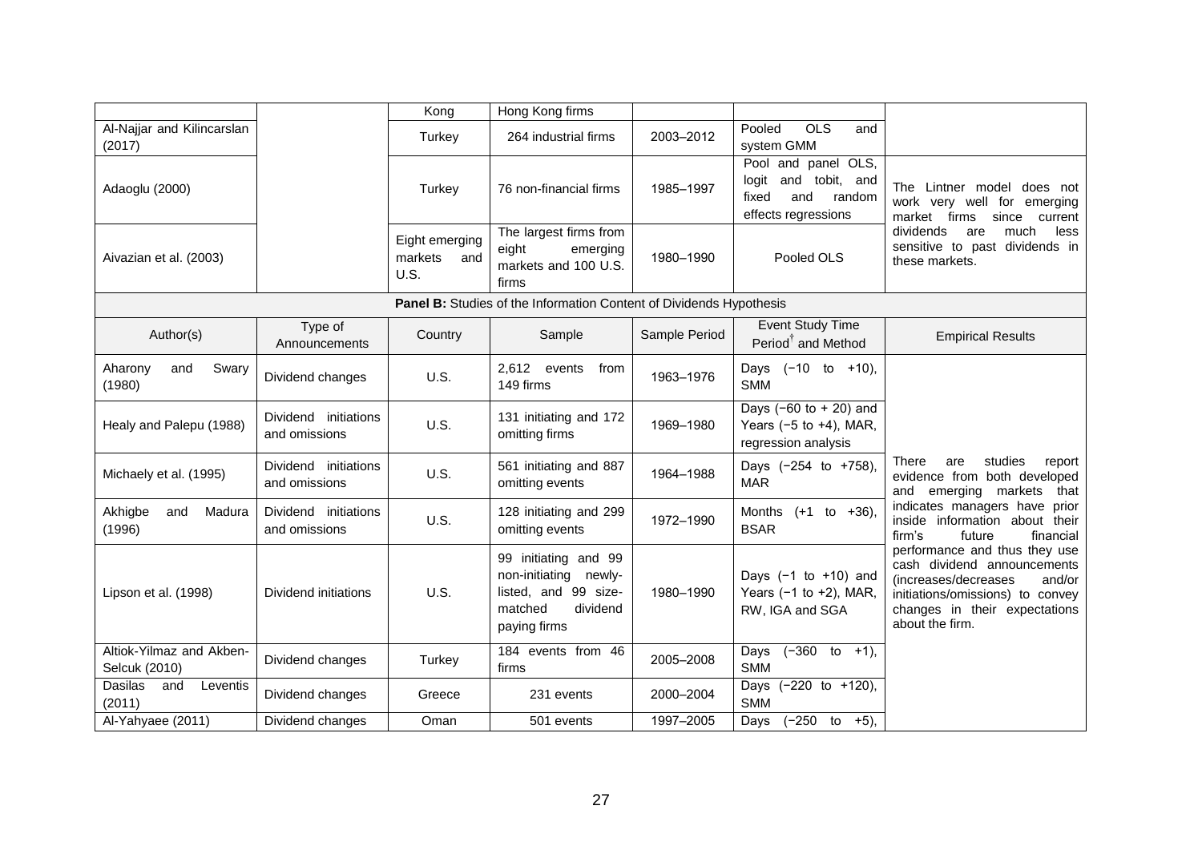| | | Kong | Hong Kong firms | | | |
|---|---|---|---|---|---|---|
| Al-Najjar and Kilincarslan (2017) | | Turkey | 264 industrial firms | 2003–2012 | Pooled OLS and system GMM | |
| Adaoglu (2000) | | Turkey | 76 non-financial firms | 1985–1997 | Pool and panel OLS, logit and tobit, and fixed and random effects regressions | The Lintner model does not work very well for emerging market firms since current dividends are much less sensitive to past dividends in these markets. |
| Aivazian et al. (2003) | | Eight emerging markets and U.S. | The largest firms from eight emerging markets and 100 U.S. firms | 1980–1990 | Pooled OLS | |
| **Panel B:** Studies of the Information Content of Dividends Hypothesis | | | | | | |
| Author(s) | Type of Announcements | Country | Sample | Sample Period | Event Study Time Period[†] and Method | Empirical Results |
| Aharony and Swary (1980) | Dividend changes | U.S. | 2,612 events from 149 firms | 1963–1976 | Days (−10 to +10), SMM | There are studies report evidence from both developed and emerging markets that indicates managers have prior inside information about their firm's future financial performance and thus they use cash dividend announcements (increases/decreases and/or initiations/omissions) to convey changes in their expectations about the firm. |
| Healy and Palepu (1988) | Dividend initiations and omissions | U.S. | 131 initiating and 172 omitting firms | 1969–1980 | Days (−60 to + 20) and Years (−5 to +4), MAR, regression analysis | |
| Michaely et al. (1995) | Dividend initiations and omissions | U.S. | 561 initiating and 887 omitting events | 1964–1988 | Days (−254 to +758), MAR | |
| Akhigbe and Madura (1996) | Dividend initiations and omissions | U.S. | 128 initiating and 299 omitting events | 1972–1990 | Months (+1 to +36), BSAR | |
| Lipson et al. (1998) | Dividend initiations | U.S. | 99 initiating and 99 non-initiating newly-listed, and 99 size-matched dividend paying firms | 1980–1990 | Days (−1 to +10) and Years (−1 to +2), MAR, RW, IGA and SGA | |
| Altiok-Yilmaz and Akben-Selcuk (2010) | Dividend changes | Turkey | 184 events from 46 firms | 2005–2008 | Days (−360 to +1), SMM | |
| Dasilas and Leventis (2011) | Dividend changes | Greece | 231 events | 2000–2004 | Days (−220 to +120), SMM | |
| Al-Yahyaee (2011) | Dividend changes | Oman | 501 events | 1997–2005 | Days (−250 to +5), | |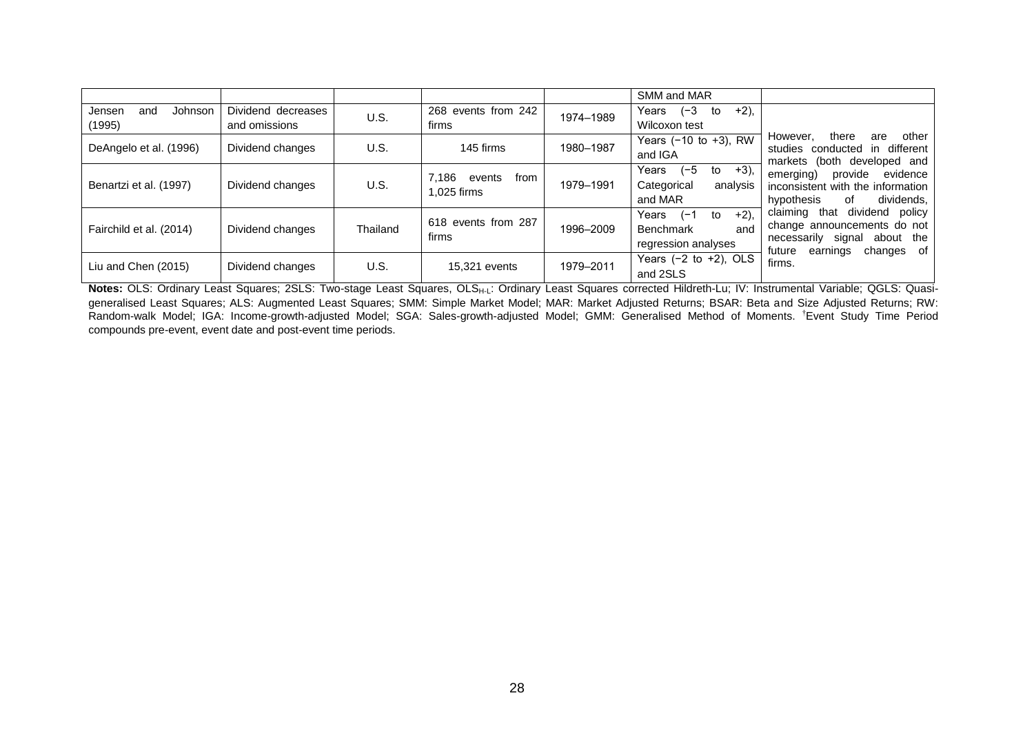| | | | | | SMM and MAR | |
|---|---|---|---|---|---|---|
| Jensen and Johnson (1995) | Dividend decreases and omissions | U.S. | 268 events from 242 firms | 1974–1989 | Years (−3 to +2), Wilcoxon test | However, there are other studies conducted in different markets (both developed and emerging) provide evidence inconsistent with the information hypothesis of dividends, claiming that dividend policy change announcements do not necessarily signal about the future earnings changes of firms. |
| DeAngelo et al. (1996) | Dividend changes | U.S. | 145 firms | 1980–1987 | Years (−10 to +3), RW and IGA | |
| Benartzi et al. (1997) | Dividend changes | U.S. | 7,186 events from 1,025 firms | 1979–1991 | Years (−5 to +3), Categorical analysis and MAR | |
| Fairchild et al. (2014) | Dividend changes | Thailand | 618 events from 287 firms | 1996–2009 | Years (−1 to +2), Benchmark and regression analyses | |
| Liu and Chen (2015) | Dividend changes | U.S. | 15,321 events | 1979–2011 | Years (−2 to +2), OLS and 2SLS | |

**Notes:** OLS: Ordinary Least Squares; 2SLS: Two-stage Least Squares, $OLS_{H-L}$: Ordinary Least Squares corrected Hildreth-Lu; IV: Instrumental Variable; QGLS: Quasi-generalised Least Squares; ALS: Augmented Least Squares; SMM: Simple Market Model; MAR: Market Adjusted Returns; BSAR: Beta and Size Adjusted Returns; RW: Random-walk Model; IGA: Income-growth-adjusted Model; SGA: Sales-growth-adjusted Model; GMM: Generalised Method of Moments. †Event Study Time Period compounds pre-event, event date and post-event time periods.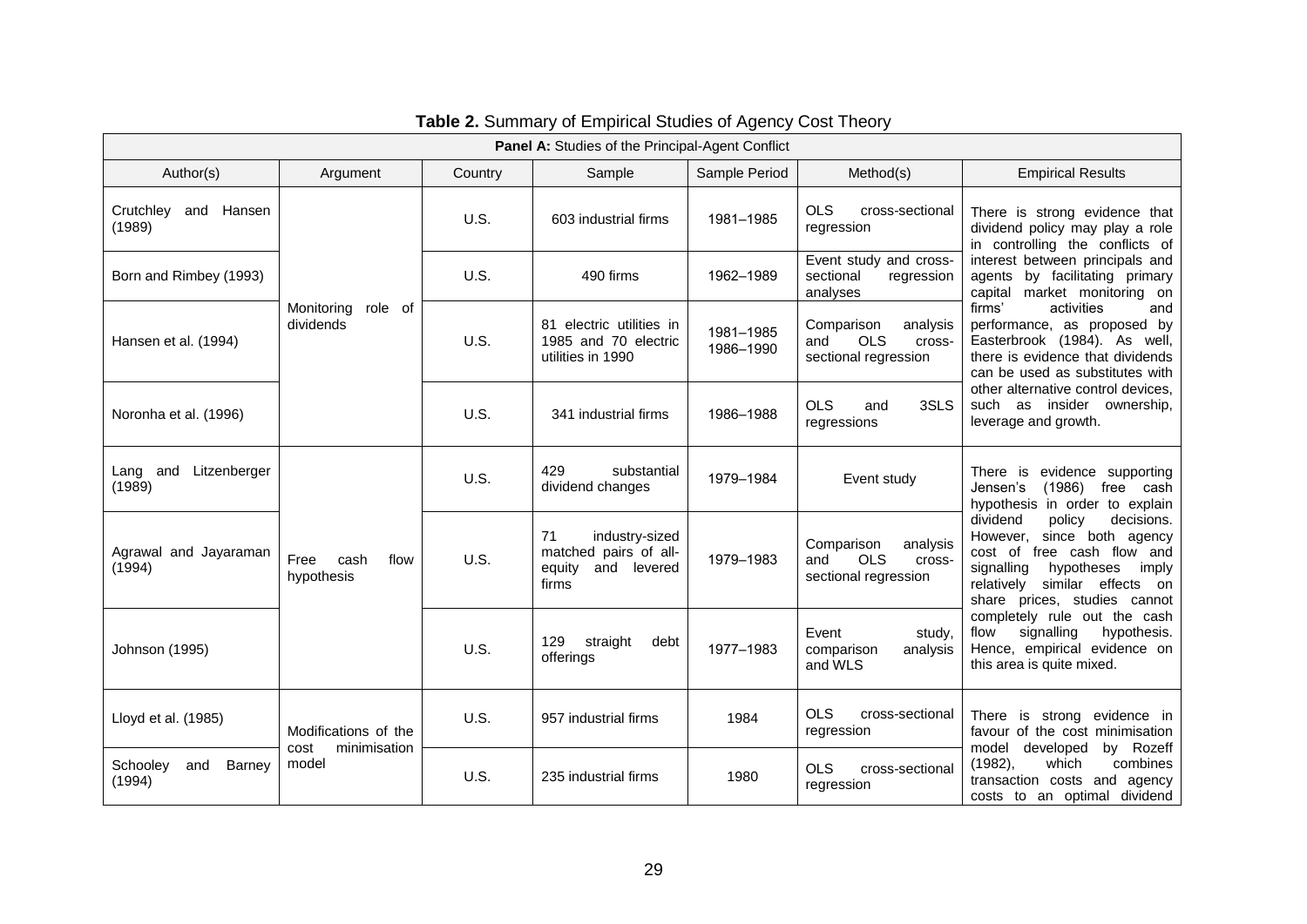**Table 2.** Summary of Empirical Studies of Agency Cost Theory

| **Panel A:** Studies of the Principal-Agent Conflict | | | | | | |
|---|---|---|---|---|---|---|
| Author(s) | Argument | Country | Sample | Sample Period | Method(s) | Empirical Results |
| Crutchley and Hansen (1989) | Monitoring role of dividends | U.S. | 603 industrial firms | 1981–1985 | OLS cross-sectional regression | There is strong evidence that dividend policy may play a role in controlling the conflicts of interest between principals and agents by facilitating primary capital market monitoring on firms' activities and performance, as proposed by Easterbrook (1984). As well, there is evidence that dividends can be used as substitutes with other alternative control devices, such as insider ownership, leverage and growth. |
| Born and Rimbey (1993) | | U.S. | 490 firms | 1962–1989 | Event study and cross-sectional regression analyses | |
| Hansen et al. (1994) | | U.S. | 81 electric utilities in 1985 and 70 electric utilities in 1990 | 1981–1985 1986–1990 | Comparison analysis and OLS cross-sectional regression | |
| Noronha et al. (1996) | | U.S. | 341 industrial firms | 1986–1988 | OLS and 3SLS regressions | |
| Lang and Litzenberger (1989) | Free cash flow hypothesis | U.S. | 429 substantial dividend changes | 1979–1984 | Event study | There is evidence supporting Jensen's (1986) free cash hypothesis in order to explain dividend policy decisions. However, since both agency cost of free cash flow and signalling hypotheses imply relatively similar effects on share prices, studies cannot completely rule out the cash flow signalling hypothesis. Hence, empirical evidence on this area is quite mixed. |
| Agrawal and Jayaraman (1994) | | U.S. | 71 industry-sized matched pairs of all-equity and levered firms | 1979–1983 | Comparison analysis and OLS cross-sectional regression | |
| Johnson (1995) | | U.S. | 129 straight debt offerings | 1977–1983 | Event study, comparison analysis and WLS | |
| Lloyd et al. (1985) | Modifications of the cost minimisation model | U.S. | 957 industrial firms | 1984 | OLS cross-sectional regression | There is strong evidence in favour of the cost minimisation model developed by Rozeff (1982), which combines transaction costs and agency costs to an optimal dividend |
| Schooley and Barney (1994) | | U.S. | 235 industrial firms | 1980 | OLS cross-sectional regression | |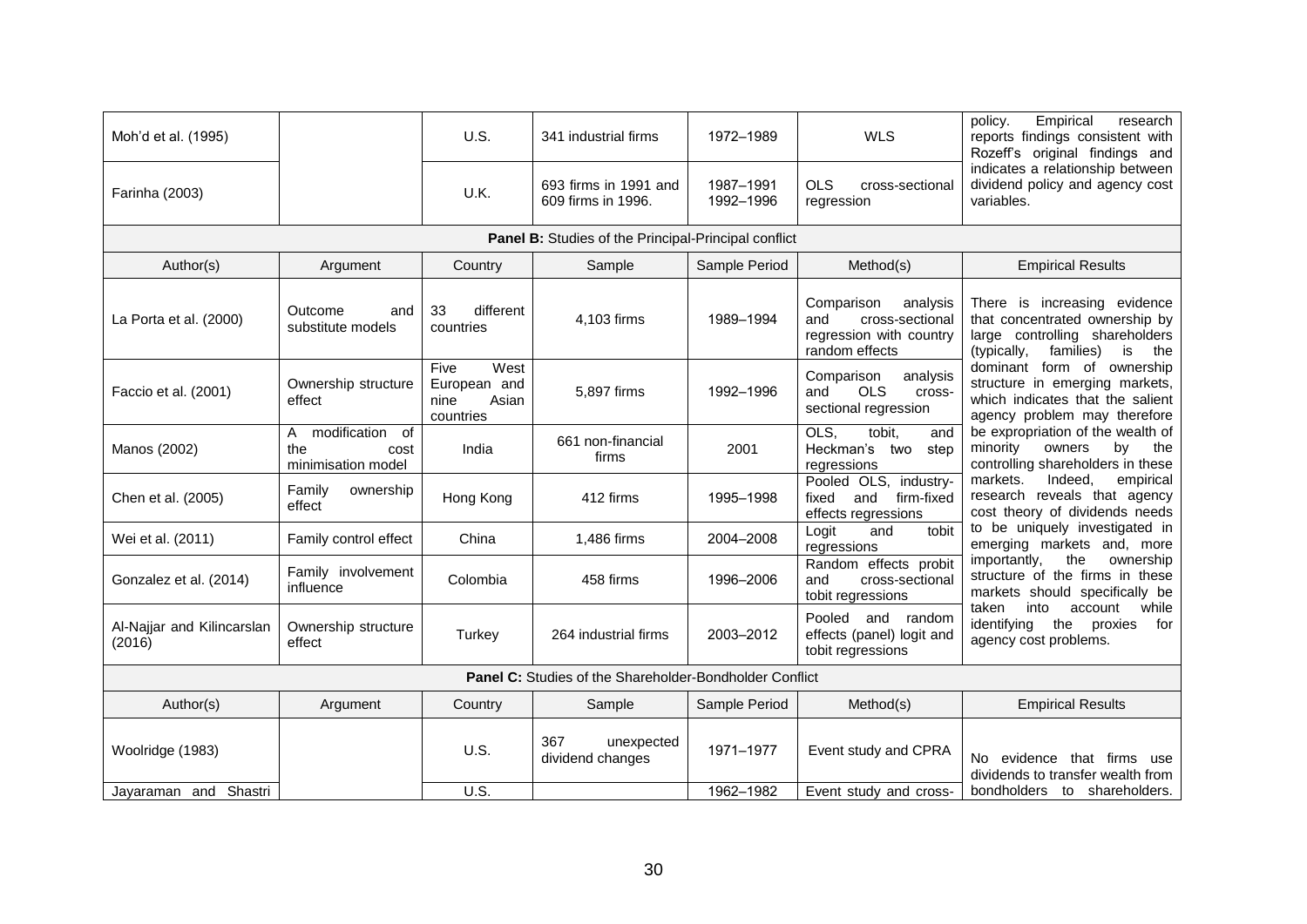| Author(s) | Argument | Country | Sample | Sample Period | Method(s) | Empirical Results |
|---|---|---|---|---|---|---|
| Moh'd et al. (1995) | | U.S. | 341 industrial firms | 1972–1989 | WLS | policy. Empirical research reports findings consistent with Rozeff's original findings and indicates a relationship between dividend policy and agency cost variables. |
| Farinha (2003) | | U.K. | 693 firms in 1991 and 609 firms in 1996. | 1987–1991 1992–1996 | OLS cross-sectional regression | |
| **Panel B:** Studies of the Principal-Principal conflict | | | | | | |
| Author(s) | Argument | Country | Sample | Sample Period | Method(s) | Empirical Results |
| La Porta et al. (2000) | Outcome and substitute models | 33 different countries | 4,103 firms | 1989–1994 | Comparison analysis and cross-sectional regression with country random effects | There is increasing evidence that concentrated ownership by large controlling shareholders (typically, families) is the dominant form of ownership structure in emerging markets, which indicates that the salient agency problem may therefore be expropriation of the wealth of minority owners by the controlling shareholders in these markets. Indeed, empirical research reveals that agency cost theory of dividends needs to be uniquely investigated in emerging markets and, more importantly, the ownership structure of the firms in these markets should specifically be taken into account while identifying the proxies for agency cost problems. |
| Faccio et al. (2001) | Ownership structure effect | Five West European and nine Asian countries | 5,897 firms | 1992–1996 | Comparison analysis and OLS cross-sectional regression | |
| Manos (2002) | A modification of the cost minimisation model | India | 661 non-financial firms | 2001 | OLS, tobit, and Heckman's two step regressions | |
| Chen et al. (2005) | Family ownership effect | Hong Kong | 412 firms | 1995–1998 | Pooled OLS, industry-fixed and firm-fixed effects regressions | |
| Wei et al. (2011) | Family control effect | China | 1,486 firms | 2004–2008 | Logit and tobit regressions | |
| Gonzalez et al. (2014) | Family involvement influence | Colombia | 458 firms | 1996–2006 | Random effects probit and cross-sectional tobit regressions | |
| Al-Najjar and Kilincarslan (2016) | Ownership structure effect | Turkey | 264 industrial firms | 2003–2012 | Pooled and random effects (panel) logit and tobit regressions | |
| **Panel C:** Studies of the Shareholder-Bondholder Conflict | | | | | | |
| Author(s) | Argument | Country | Sample | Sample Period | Method(s) | Empirical Results |
| Woolridge (1983) | | U.S. | 367 unexpected dividend changes | 1971–1977 | Event study and CPRA | No evidence that firms use dividends to transfer wealth from bondholders to shareholders. |
| Jayaraman and Shastri | | U.S. | | 1962–1982 | Event study and cross- | |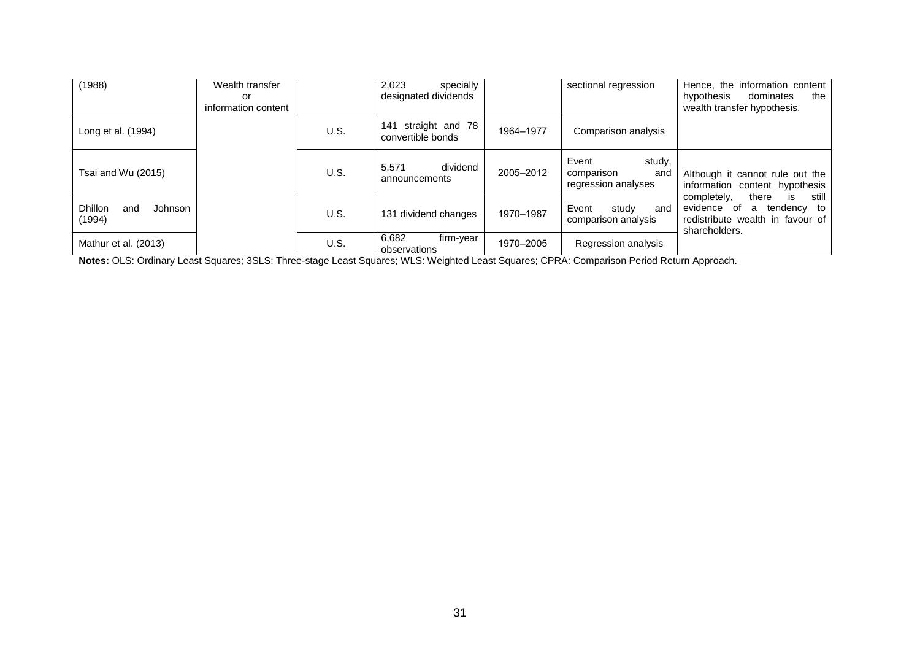| | | | | | | |
|---|---|---|---|---|---|---|
| (1988) | Wealth transfer or information content | | 2,023 specially designated dividends | | sectional regression | Hence, the information content hypothesis dominates the wealth transfer hypothesis. |
| Long et al. (1994) | | U.S. | 141 straight and 78 convertible bonds | 1964–1977 | Comparison analysis | |
| Tsai and Wu (2015) | | U.S. | 5,571 dividend announcements | 2005–2012 | Event study, comparison and regression analyses | Although it cannot rule out the information content hypothesis completely, there is still evidence of a tendency to redistribute wealth in favour of shareholders. |
| Dhillon and Johnson (1994) | | U.S. | 131 dividend changes | 1970–1987 | Event study and comparison analysis | |
| Mathur et al. (2013) | | U.S. | 6,682 firm-year observations | 1970–2005 | Regression analysis | |

**Notes:** OLS: Ordinary Least Squares; 3SLS: Three-stage Least Squares; WLS: Weighted Least Squares; CPRA: Comparison Period Return Approach.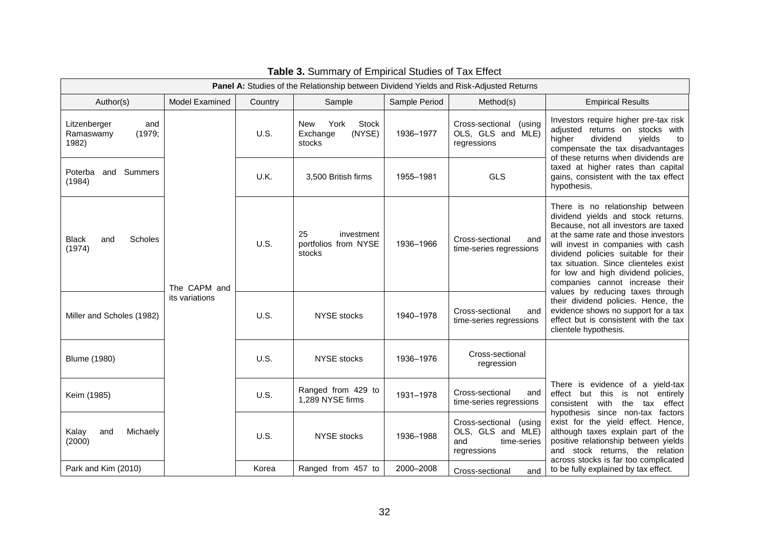**Table 3.** Summary of Empirical Studies of Tax Effect

| **Panel A:** Studies of the Relationship between Dividend Yields and Risk-Adjusted Returns | | | | | | |
|---|---|---|---|---|---|---|
| Author(s) | Model Examined | Country | Sample | Sample Period | Method(s) | Empirical Results |
| Litzenberger and Ramaswamy (1979; 1982) | The CAPM and its variations | U.S. | New York Stock Exchange (NYSE) stocks | 1936–1977 | Cross-sectional (using OLS, GLS and MLE) regressions | Investors require higher pre-tax risk adjusted returns on stocks with higher dividend yields to compensate the tax disadvantages of these returns when dividends are taxed at higher rates than capital gains, consistent with the tax effect hypothesis. |
| Poterba and Summers (1984) | | U.K. | 3,500 British firms | 1955–1981 | GLS | |
| Black and Scholes (1974) | | U.S. | 25 investment portfolios from NYSE stocks | 1936–1966 | Cross-sectional and time-series regressions | There is no relationship between dividend yields and stock returns. Because, not all investors are taxed at the same rate and those investors will invest in companies with cash dividend policies suitable for their tax situation. Since clienteles exist for low and high dividend policies, companies cannot increase their values by reducing taxes through their dividend policies. Hence, the evidence shows no support for a tax effect but is consistent with the tax clientele hypothesis. |
| Miller and Scholes (1982) | | U.S. | NYSE stocks | 1940–1978 | Cross-sectional and time-series regressions | |
| Blume (1980) | | U.S. | NYSE stocks | 1936–1976 | Cross-sectional regression | There is evidence of a yield-tax effect but this is not entirely consistent with the tax effect hypothesis since non-tax factors exist for the yield effect. Hence, although taxes explain part of the positive relationship between yields and stock returns, the relation across stocks is far too complicated to be fully explained by tax effect. |
| Keim (1985) | | U.S. | Ranged from 429 to 1,289 NYSE firms | 1931–1978 | Cross-sectional and time-series regressions | |
| Kalay and Michaely (2000) | | U.S. | NYSE stocks | 1936–1988 | Cross-sectional (using OLS, GLS and MLE) and time-series regressions | |
| Park and Kim (2010) | | Korea | Ranged from 457 to | 2000–2008 | Cross-sectional and | |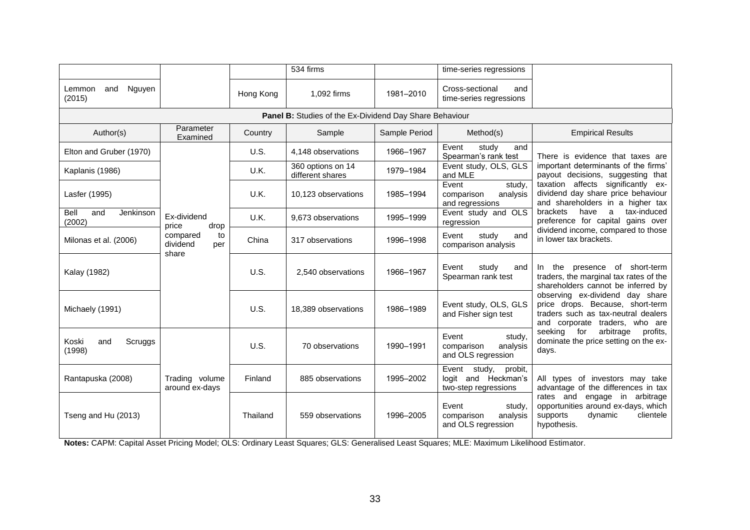|  |  |  | 534 firms |  | time-series regressions |  |
|---|---|---|---|---|---|---|
| Lemmon and Nguyen (2015) |  | Hong Kong | 1,092 firms | 1981–2010 | Cross-sectional and time-series regressions |  |
| **Panel B:** Studies of the Ex-Dividend Day Share Behaviour |  |  |  |  |  |  |
| Author(s) | Parameter Examined | Country | Sample | Sample Period | Method(s) | Empirical Results |
| Elton and Gruber (1970) | Ex-dividend price drop compared to dividend per share | U.S. | 4,148 observations | 1966–1967 | Event study and Spearman's rank test | There is evidence that taxes are important determinants of the firms' payout decisions, suggesting that taxation affects significantly ex-dividend day share price behaviour and shareholders in a higher tax brackets have a tax-induced preference for capital gains over dividend income, compared to those in lower tax brackets. |
| Kaplanis (1986) |  | U.K. | 360 options on 14 different shares | 1979–1984 | Event study, OLS, GLS and MLE |  |
| Lasfer (1995) |  | U.K. | 10,123 observations | 1985–1994 | Event study, comparison analysis and regressions |  |
| Bell and Jenkinson (2002) |  | U.K. | 9,673 observations | 1995–1999 | Event study and OLS regression |  |
| Milonas et al. (2006) |  | China | 317 observations | 1996–1998 | Event study and comparison analysis |  |
| Kalay (1982) |  | U.S. | 2,540 observations | 1966–1967 | Event study and Spearman rank test | In the presence of short-term traders, the marginal tax rates of the shareholders cannot be inferred by observing ex-dividend day share price drops. Because, short-term traders such as tax-neutral dealers and corporate traders, who are seeking for arbitrage profits, dominate the price setting on the ex-days. |
| Michaely (1991) |  | U.S. | 18,389 observations | 1986–1989 | Event study, OLS, GLS and Fisher sign test |  |
| Koski and Scruggs (1998) | Trading volume around ex-days | U.S. | 70 observations | 1990–1991 | Event study, comparison analysis and OLS regression |  |
| Rantapuska (2008) |  | Finland | 885 observations | 1995–2002 | Event study, probit, logit and Heckman's two-step regressions | All types of investors may take advantage of the differences in tax rates and engage in arbitrage opportunities around ex-days, which supports dynamic clientele hypothesis. |
| Tseng and Hu (2013) |  | Thailand | 559 observations | 1996–2005 | Event study, comparison analysis and OLS regression |  |

**Notes:** CAPM: Capital Asset Pricing Model; OLS: Ordinary Least Squares; GLS: Generalised Least Squares; MLE: Maximum Likelihood Estimator.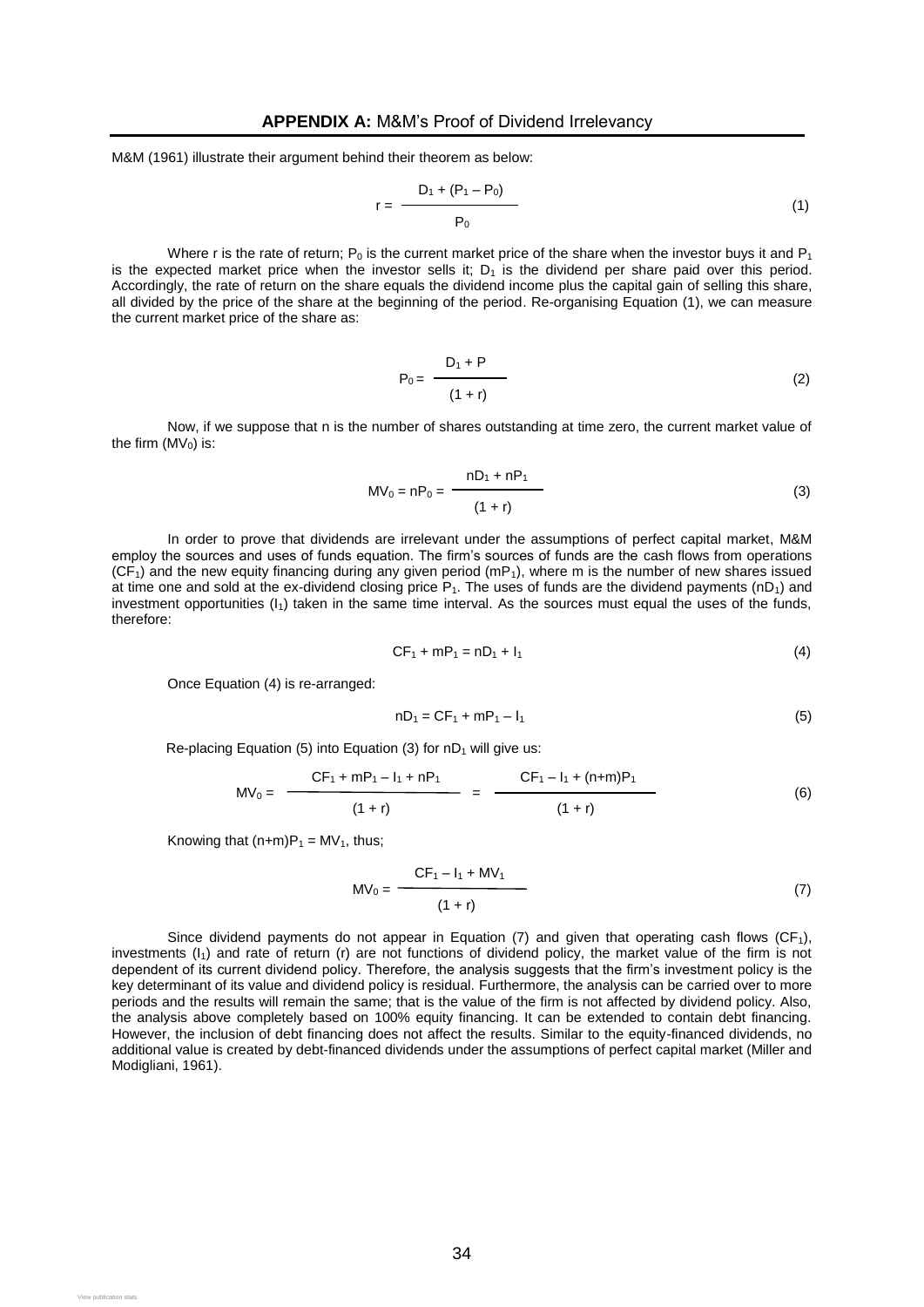## **APPENDIX A:** M&M's Proof of Dividend Irrelevancy

M&M (1961) illustrate their argument behind their theorem as below:

$$r = \frac{D_1 + (P_1 - P_0)}{P_0} \tag{1}$$

Where r is the rate of return; $P_0$ is the current market price of the share when the investor buys it and $P_1$ is the expected market price when the investor sells it; $D_1$ is the dividend per share paid over this period. Accordingly, the rate of return on the share equals the dividend income plus the capital gain of selling this share, all divided by the price of the share at the beginning of the period. Re-organising Equation (1), we can measure the current market price of the share as:

$$P_0 = \frac{D_1 + P}{(1 + r)} \tag{2}$$

Now, if we suppose that n is the number of shares outstanding at time zero, the current market value of the firm ($MV_0$) is:

$$MV_0 = nP_0 = \frac{nD_1 + nP_1}{(1 + r)} \tag{3}$$

In order to prove that dividends are irrelevant under the assumptions of perfect capital market, M&M employ the sources and uses of funds equation. The firm's sources of funds are the cash flows from operations ($CF_1$) and the new equity financing during any given period ($mP_1$), where m is the number of new shares issued at time one and sold at the ex-dividend closing price $P_1$. The uses of funds are the dividend payments ($nD_1$) and investment opportunities ($I_1$) taken in the same time interval. As the sources must equal the uses of the funds, therefore:

$$CF_1 + mP_1 = nD_1 + I_1 \tag{4}$$

Once Equation (4) is re-arranged:

$$nD_1 = CF_1 + mP_1 - I_1 \tag{5}$$

Re-placing Equation (5) into Equation (3) for $nD_1$ will give us:

$$MV_0 = \frac{CF_1 + mP_1 - I_1 + nP_1}{(1 + r)} = \frac{CF_1 - I_1 + (n+m)P_1}{(1 + r)} \tag{6}$$

Knowing that $(n+m)P_1 = MV_1$, thus;

$$MV_0 = \frac{CF_1 - I_1 + MV_1}{(1 + r)} \tag{7}$$

Since dividend payments do not appear in Equation (7) and given that operating cash flows ($CF_1$), investments ($I_1$) and rate of return (r) are not functions of dividend policy, the market value of the firm is not dependent of its current dividend policy. Therefore, the analysis suggests that the firm's investment policy is the key determinant of its value and dividend policy is residual. Furthermore, the analysis can be carried over to more periods and the results will remain the same; that is the value of the firm is not affected by dividend policy. Also, the analysis above completely based on 100% equity financing. It can be extended to contain debt financing. However, the inclusion of debt financing does not affect the results. Similar to the equity-financed dividends, no additional value is created by debt-financed dividends under the assumptions of perfect capital market (Miller and Modigliani, 1961).